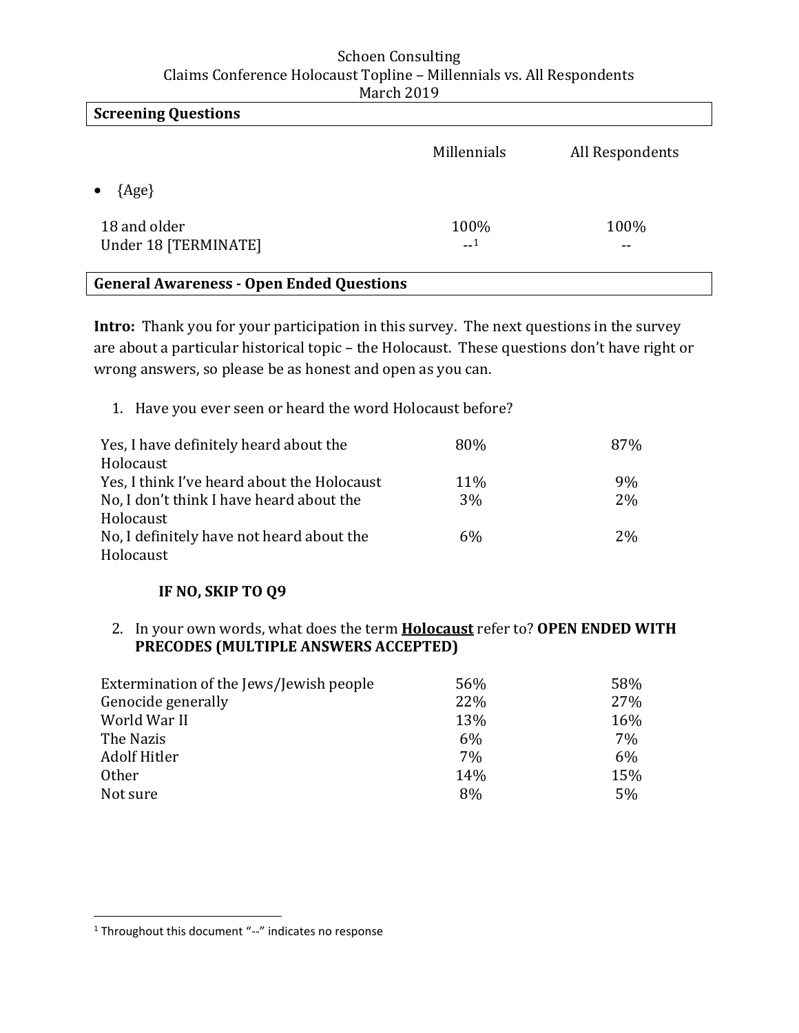Schoen Consulting
Claims Conference Holocaust Topline – Millennials vs. All Respondents
March 2019

**Screening Questions**

| | Millennials | All Respondents |
|---|---|---|
| • {Age} | | |
| 18 and older | 100% | 100% |
| Under 18 [TERMINATE] | --[1] | -- |

**General Awareness - Open Ended Questions**

**Intro:** Thank you for your participation in this survey. The next questions in the survey are about a particular historical topic – the Holocaust. These questions don't have right or wrong answers, so please be as honest and open as you can.

1. Have you ever seen or heard the word Holocaust before?

| | Millennials | All Respondents |
|---|---|---|
| Yes, I have definitely heard about the Holocaust | 80% | 87% |
| Yes, I think I've heard about the Holocaust | 11% | 9% |
| No, I don't think I have heard about the Holocaust | 3% | 2% |
| No, I definitely have not heard about the Holocaust | 6% | 2% |

**IF NO, SKIP TO Q9**

2. In your own words, what does the term **Holocaust** refer to? **OPEN ENDED WITH PRECODES (MULTIPLE ANSWERS ACCEPTED)**

| | Millennials | All Respondents |
|---|---|---|
| Extermination of the Jews/Jewish people | 56% | 58% |
| Genocide generally | 22% | 27% |
| World War II | 13% | 16% |
| The Nazis | 6% | 7% |
| Adolf Hitler | 7% | 6% |
| Other | 14% | 15% |
| Not sure | 8% | 5% |

[1] Throughout this document "--" indicates no response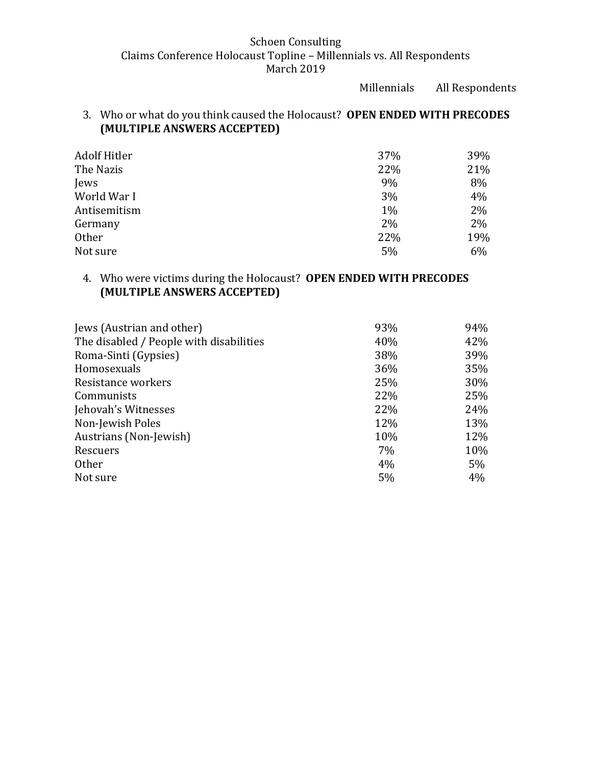Schoen Consulting
Claims Conference Holocaust Topline – Millennials vs. All Respondents
March 2019

3. Who or what do you think caused the Holocaust? **OPEN ENDED WITH PRECODES (MULTIPLE ANSWERS ACCEPTED)**

| | Millennials | All Respondents |
|---|---|---|
| Adolf Hitler | 37% | 39% |
| The Nazis | 22% | 21% |
| Jews | 9% | 8% |
| World War I | 3% | 4% |
| Antisemitism | 1% | 2% |
| Germany | 2% | 2% |
| Other | 22% | 19% |
| Not sure | 5% | 6% |

4. Who were victims during the Holocaust? **OPEN ENDED WITH PRECODES (MULTIPLE ANSWERS ACCEPTED)**

| | Millennials | All Respondents |
|---|---|---|
| Jews (Austrian and other) | 93% | 94% |
| The disabled / People with disabilities | 40% | 42% |
| Roma-Sinti (Gypsies) | 38% | 39% |
| Homosexuals | 36% | 35% |
| Resistance workers | 25% | 30% |
| Communists | 22% | 25% |
| Jehovah's Witnesses | 22% | 24% |
| Non-Jewish Poles | 12% | 13% |
| Austrians (Non-Jewish) | 10% | 12% |
| Rescuers | 7% | 10% |
| Other | 4% | 5% |
| Not sure | 5% | 4% |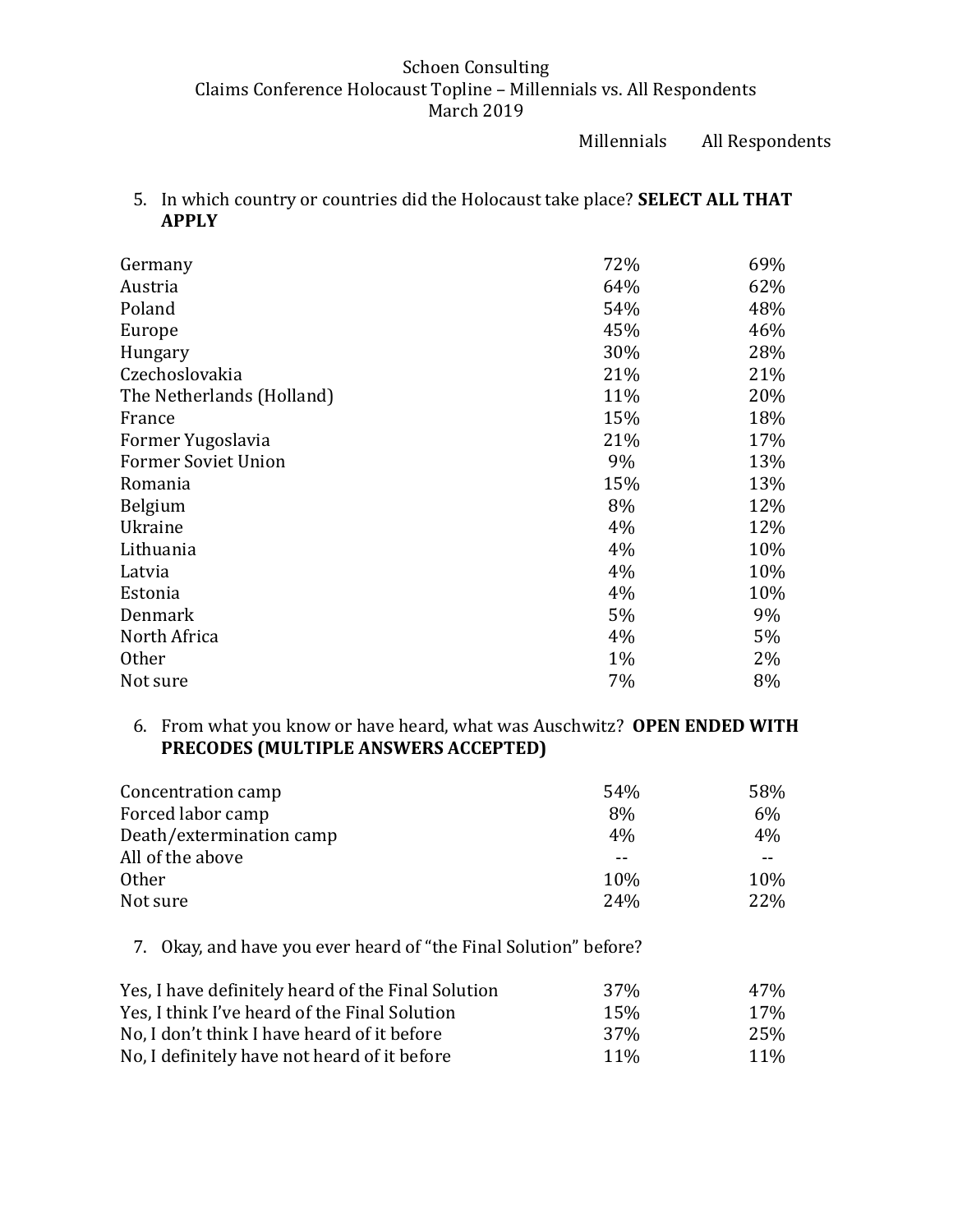Schoen Consulting
Claims Conference Holocaust Topline – Millennials vs. All Respondents
March 2019

5. In which country or countries did the Holocaust take place? **SELECT ALL THAT APPLY**

| | Millennials | All Respondents |
|---|---|---|
| Germany | 72% | 69% |
| Austria | 64% | 62% |
| Poland | 54% | 48% |
| Europe | 45% | 46% |
| Hungary | 30% | 28% |
| Czechoslovakia | 21% | 21% |
| The Netherlands (Holland) | 11% | 20% |
| France | 15% | 18% |
| Former Yugoslavia | 21% | 17% |
| Former Soviet Union | 9% | 13% |
| Romania | 15% | 13% |
| Belgium | 8% | 12% |
| Ukraine | 4% | 12% |
| Lithuania | 4% | 10% |
| Latvia | 4% | 10% |
| Estonia | 4% | 10% |
| Denmark | 5% | 9% |
| North Africa | 4% | 5% |
| Other | 1% | 2% |
| Not sure | 7% | 8% |

6. From what you know or have heard, what was Auschwitz? **OPEN ENDED WITH PRECODES (MULTIPLE ANSWERS ACCEPTED)**

| | Millennials | All Respondents |
|---|---|---|
| Concentration camp | 54% | 58% |
| Forced labor camp | 8% | 6% |
| Death/extermination camp | 4% | 4% |
| All of the above | -- | -- |
| Other | 10% | 10% |
| Not sure | 24% | 22% |

7. Okay, and have you ever heard of "the Final Solution" before?

| | Millennials | All Respondents |
|---|---|---|
| Yes, I have definitely heard of the Final Solution | 37% | 47% |
| Yes, I think I've heard of the Final Solution | 15% | 17% |
| No, I don't think I have heard of it before | 37% | 25% |
| No, I definitely have not heard of it before | 11% | 11% |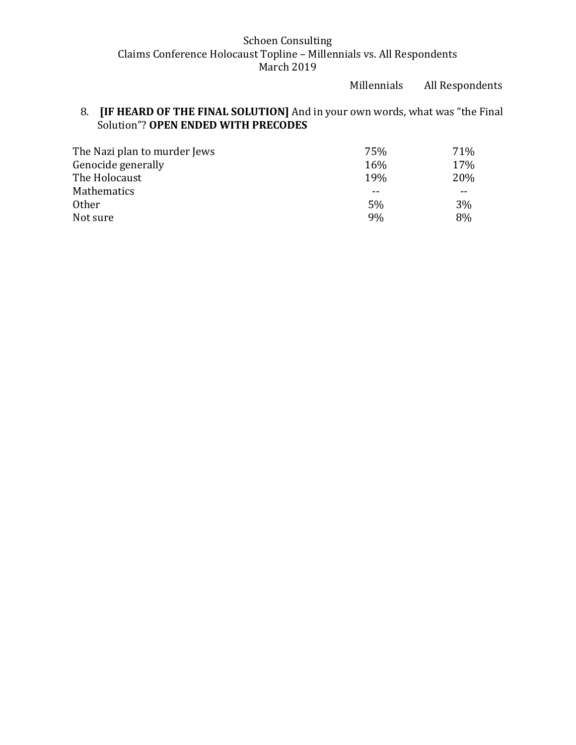8. **[IF HEARD OF THE FINAL SOLUTION]** And in your own words, what was "the Final Solution"? **OPEN ENDED WITH PRECODES**

| | Millennials | All Respondents |
|---|---|---|
| The Nazi plan to murder Jews | 75% | 71% |
| Genocide generally | 16% | 17% |
| The Holocaust | 19% | 20% |
| Mathematics | -- | -- |
| Other | 5% | 3% |
| Not sure | 9% | 8% |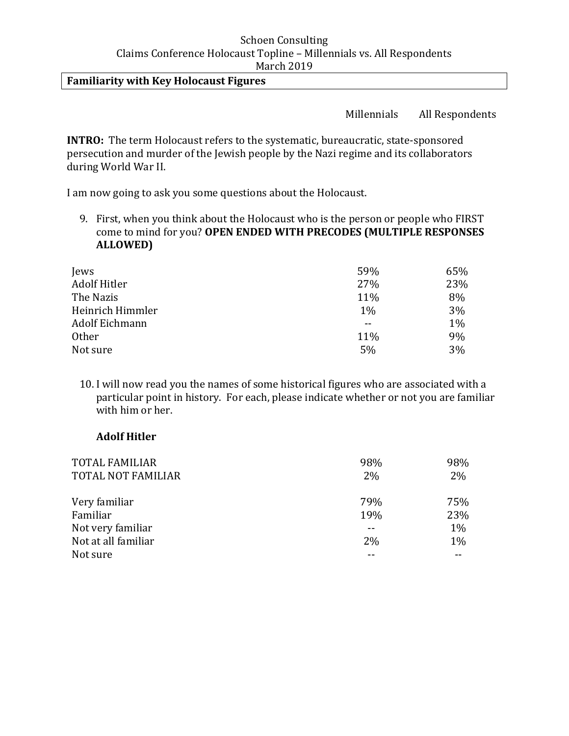Schoen Consulting
Claims Conference Holocaust Topline – Millennials vs. All Respondents
March 2019

**Familiarity with Key Holocaust Figures**

**INTRO:** The term Holocaust refers to the systematic, bureaucratic, state-sponsored persecution and murder of the Jewish people by the Nazi regime and its collaborators during World War II.

I am now going to ask you some questions about the Holocaust.

9. First, when you think about the Holocaust who is the person or people who FIRST come to mind for you? **OPEN ENDED WITH PRECODES (MULTIPLE RESPONSES ALLOWED)**

| | Millennials | All Respondents |
|---|---|---|
| Jews | 59% | 65% |
| Adolf Hitler | 27% | 23% |
| The Nazis | 11% | 8% |
| Heinrich Himmler | 1% | 3% |
| Adolf Eichmann | -- | 1% |
| Other | 11% | 9% |
| Not sure | 5% | 3% |

10. I will now read you the names of some historical figures who are associated with a particular point in history. For each, please indicate whether or not you are familiar with him or her.

**Adolf Hitler**

| | Millennials | All Respondents |
|---|---|---|
| TOTAL FAMILIAR | 98% | 98% |
| TOTAL NOT FAMILIAR | 2% | 2% |
| | | |
| Very familiar | 79% | 75% |
| Familiar | 19% | 23% |
| Not very familiar | -- | 1% |
| Not at all familiar | 2% | 1% |
| Not sure | -- | -- |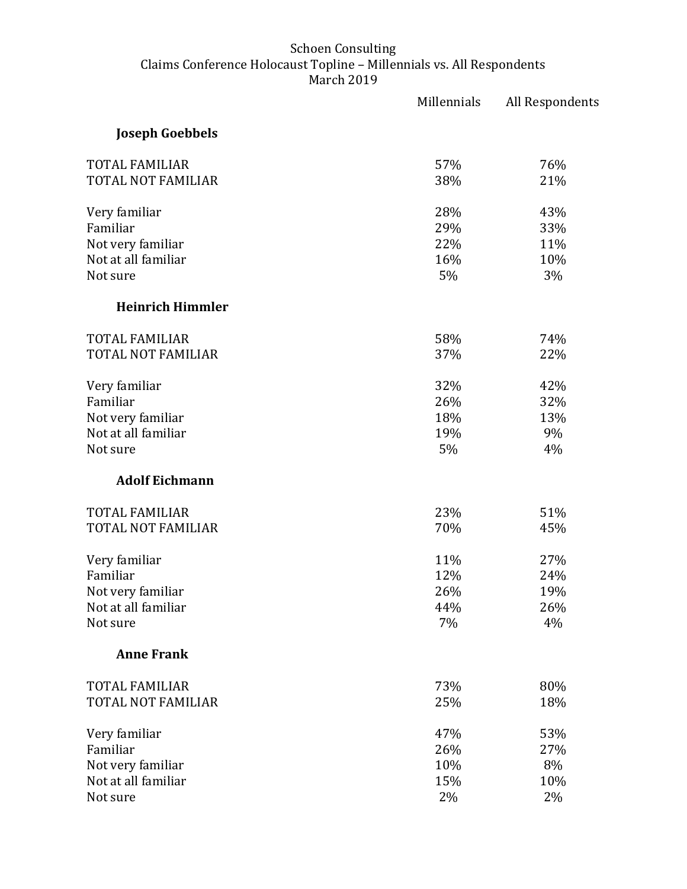Schoen Consulting
Claims Conference Holocaust Topline – Millennials vs. All Respondents
March 2019

| | Millennials | All Respondents |
|---|---|---|
| **Joseph Goebbels** | | |
| TOTAL FAMILIAR | 57% | 76% |
| TOTAL NOT FAMILIAR | 38% | 21% |
| Very familiar | 28% | 43% |
| Familiar | 29% | 33% |
| Not very familiar | 22% | 11% |
| Not at all familiar | 16% | 10% |
| Not sure | 5% | 3% |
| **Heinrich Himmler** | | |
| TOTAL FAMILIAR | 58% | 74% |
| TOTAL NOT FAMILIAR | 37% | 22% |
| Very familiar | 32% | 42% |
| Familiar | 26% | 32% |
| Not very familiar | 18% | 13% |
| Not at all familiar | 19% | 9% |
| Not sure | 5% | 4% |
| **Adolf Eichmann** | | |
| TOTAL FAMILIAR | 23% | 51% |
| TOTAL NOT FAMILIAR | 70% | 45% |
| Very familiar | 11% | 27% |
| Familiar | 12% | 24% |
| Not very familiar | 26% | 19% |
| Not at all familiar | 44% | 26% |
| Not sure | 7% | 4% |
| **Anne Frank** | | |
| TOTAL FAMILIAR | 73% | 80% |
| TOTAL NOT FAMILIAR | 25% | 18% |
| Very familiar | 47% | 53% |
| Familiar | 26% | 27% |
| Not very familiar | 10% | 8% |
| Not at all familiar | 15% | 10% |
| Not sure | 2% | 2% |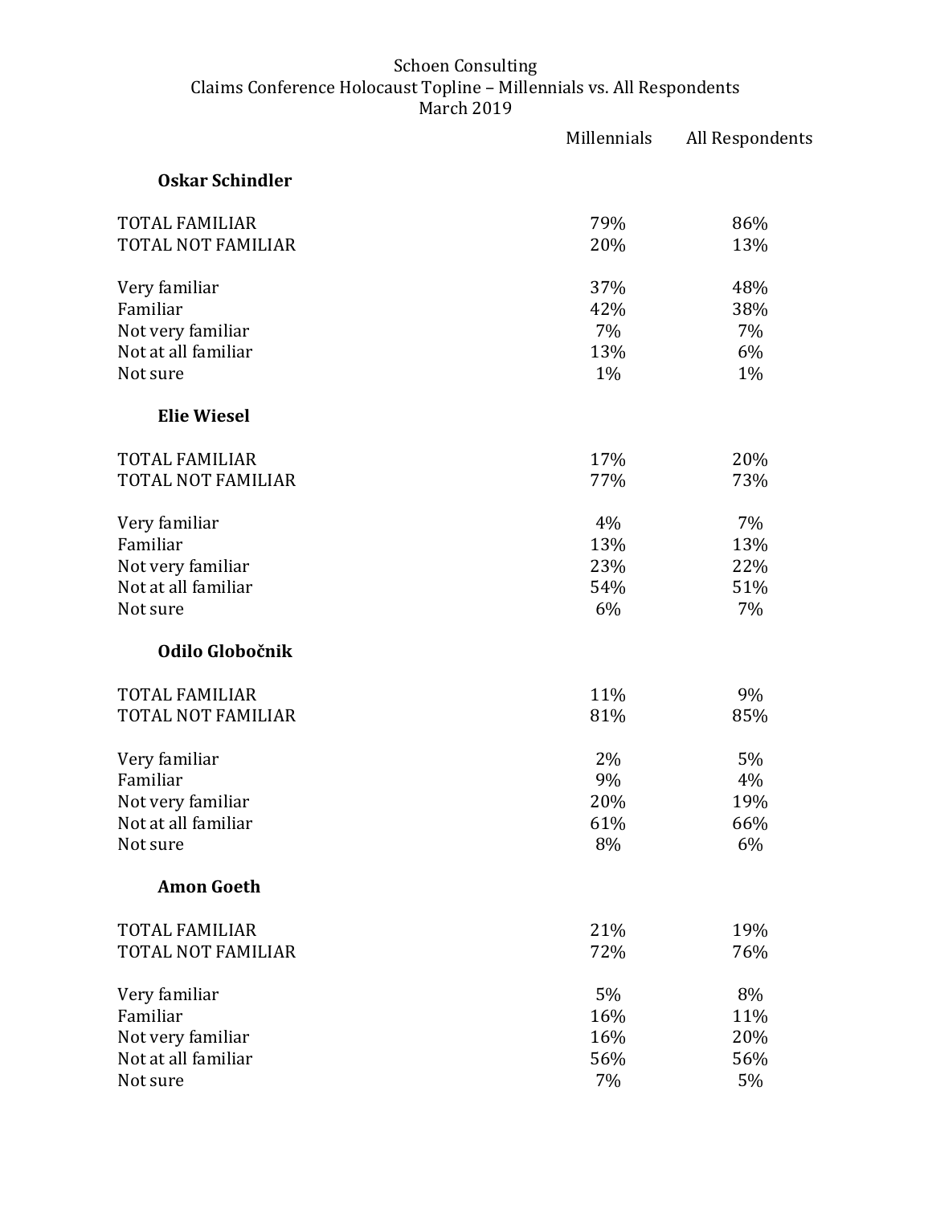Schoen Consulting
Claims Conference Holocaust Topline – Millennials vs. All Respondents
March 2019

| | Millennials | All Respondents |
|---|---|---|
| **Oskar Schindler** | | |
| TOTAL FAMILIAR | 79% | 86% |
| TOTAL NOT FAMILIAR | 20% | 13% |
| Very familiar | 37% | 48% |
| Familiar | 42% | 38% |
| Not very familiar | 7% | 7% |
| Not at all familiar | 13% | 6% |
| Not sure | 1% | 1% |
| **Elie Wiesel** | | |
| TOTAL FAMILIAR | 17% | 20% |
| TOTAL NOT FAMILIAR | 77% | 73% |
| Very familiar | 4% | 7% |
| Familiar | 13% | 13% |
| Not very familiar | 23% | 22% |
| Not at all familiar | 54% | 51% |
| Not sure | 6% | 7% |
| **Odilo Globočnik** | | |
| TOTAL FAMILIAR | 11% | 9% |
| TOTAL NOT FAMILIAR | 81% | 85% |
| Very familiar | 2% | 5% |
| Familiar | 9% | 4% |
| Not very familiar | 20% | 19% |
| Not at all familiar | 61% | 66% |
| Not sure | 8% | 6% |
| **Amon Goeth** | | |
| TOTAL FAMILIAR | 21% | 19% |
| TOTAL NOT FAMILIAR | 72% | 76% |
| Very familiar | 5% | 8% |
| Familiar | 16% | 11% |
| Not very familiar | 16% | 20% |
| Not at all familiar | 56% | 56% |
| Not sure | 7% | 5% |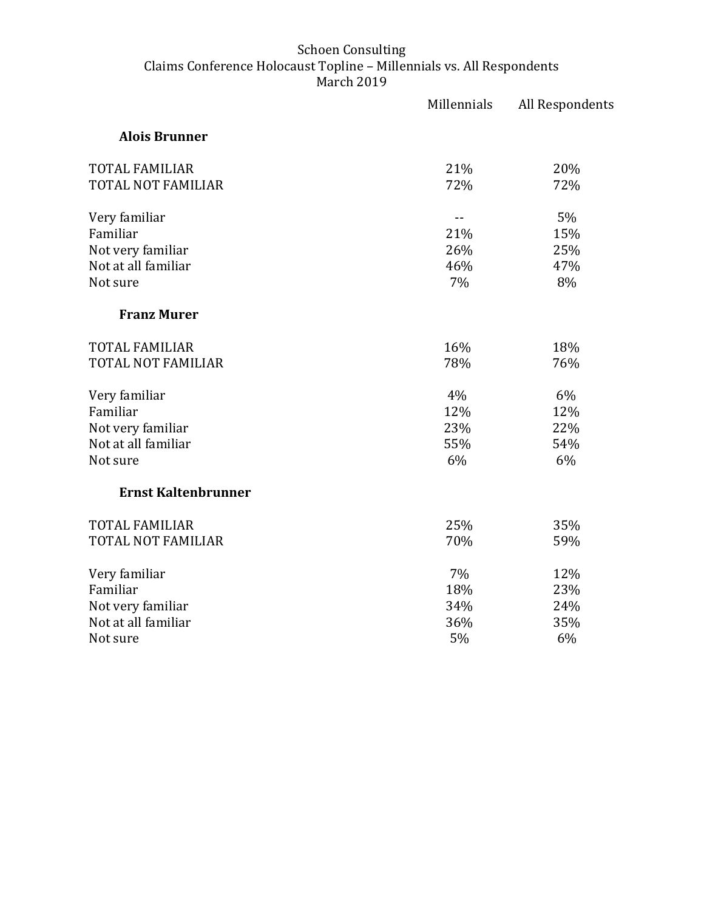Schoen Consulting
Claims Conference Holocaust Topline – Millennials vs. All Respondents
March 2019

| | Millennials | All Respondents |
|---|---|---|
| **Alois Brunner** | | |
| TOTAL FAMILIAR | 21% | 20% |
| TOTAL NOT FAMILIAR | 72% | 72% |
| Very familiar | -- | 5% |
| Familiar | 21% | 15% |
| Not very familiar | 26% | 25% |
| Not at all familiar | 46% | 47% |
| Not sure | 7% | 8% |
| **Franz Murer** | | |
| TOTAL FAMILIAR | 16% | 18% |
| TOTAL NOT FAMILIAR | 78% | 76% |
| Very familiar | 4% | 6% |
| Familiar | 12% | 12% |
| Not very familiar | 23% | 22% |
| Not at all familiar | 55% | 54% |
| Not sure | 6% | 6% |
| **Ernst Kaltenbrunner** | | |
| TOTAL FAMILIAR | 25% | 35% |
| TOTAL NOT FAMILIAR | 70% | 59% |
| Very familiar | 7% | 12% |
| Familiar | 18% | 23% |
| Not very familiar | 34% | 24% |
| Not at all familiar | 36% | 35% |
| Not sure | 5% | 6% |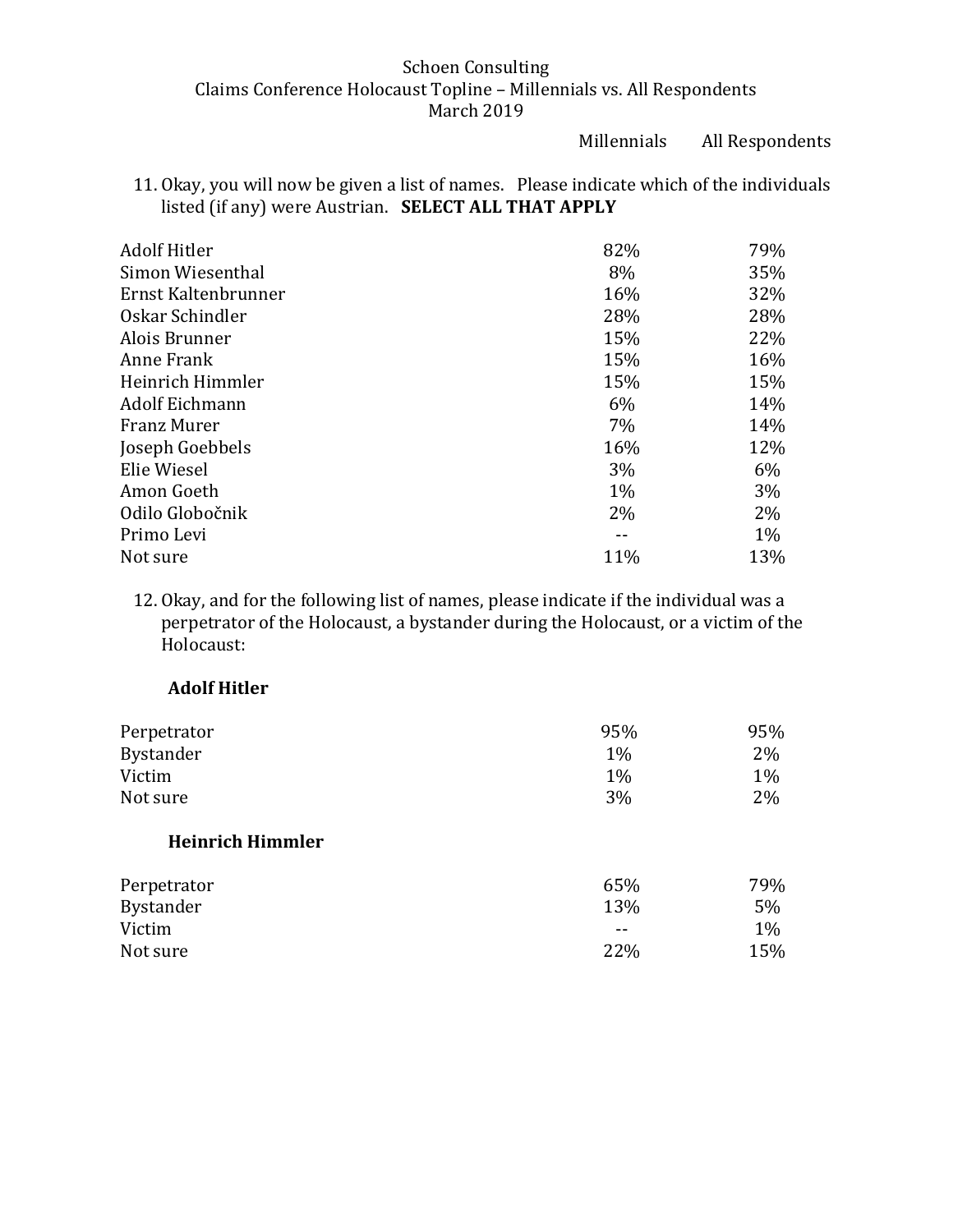Schoen Consulting
Claims Conference Holocaust Topline – Millennials vs. All Respondents
March 2019

11. Okay, you will now be given a list of names. Please indicate which of the individuals listed (if any) were Austrian. **SELECT ALL THAT APPLY**

| | Millennials | All Respondents |
|---|---|---|
| Adolf Hitler | 82% | 79% |
| Simon Wiesenthal | 8% | 35% |
| Ernst Kaltenbrunner | 16% | 32% |
| Oskar Schindler | 28% | 28% |
| Alois Brunner | 15% | 22% |
| Anne Frank | 15% | 16% |
| Heinrich Himmler | 15% | 15% |
| Adolf Eichmann | 6% | 14% |
| Franz Murer | 7% | 14% |
| Joseph Goebbels | 16% | 12% |
| Elie Wiesel | 3% | 6% |
| Amon Goeth | 1% | 3% |
| Odilo Globočnik | 2% | 2% |
| Primo Levi | -- | 1% |
| Not sure | 11% | 13% |

12. Okay, and for the following list of names, please indicate if the individual was a perpetrator of the Holocaust, a bystander during the Holocaust, or a victim of the Holocaust:

**Adolf Hitler**

| | Millennials | All Respondents |
|---|---|---|
| Perpetrator | 95% | 95% |
| Bystander | 1% | 2% |
| Victim | 1% | 1% |
| Not sure | 3% | 2% |

**Heinrich Himmler**

| | Millennials | All Respondents |
|---|---|---|
| Perpetrator | 65% | 79% |
| Bystander | 13% | 5% |
| Victim | -- | 1% |
| Not sure | 22% | 15% |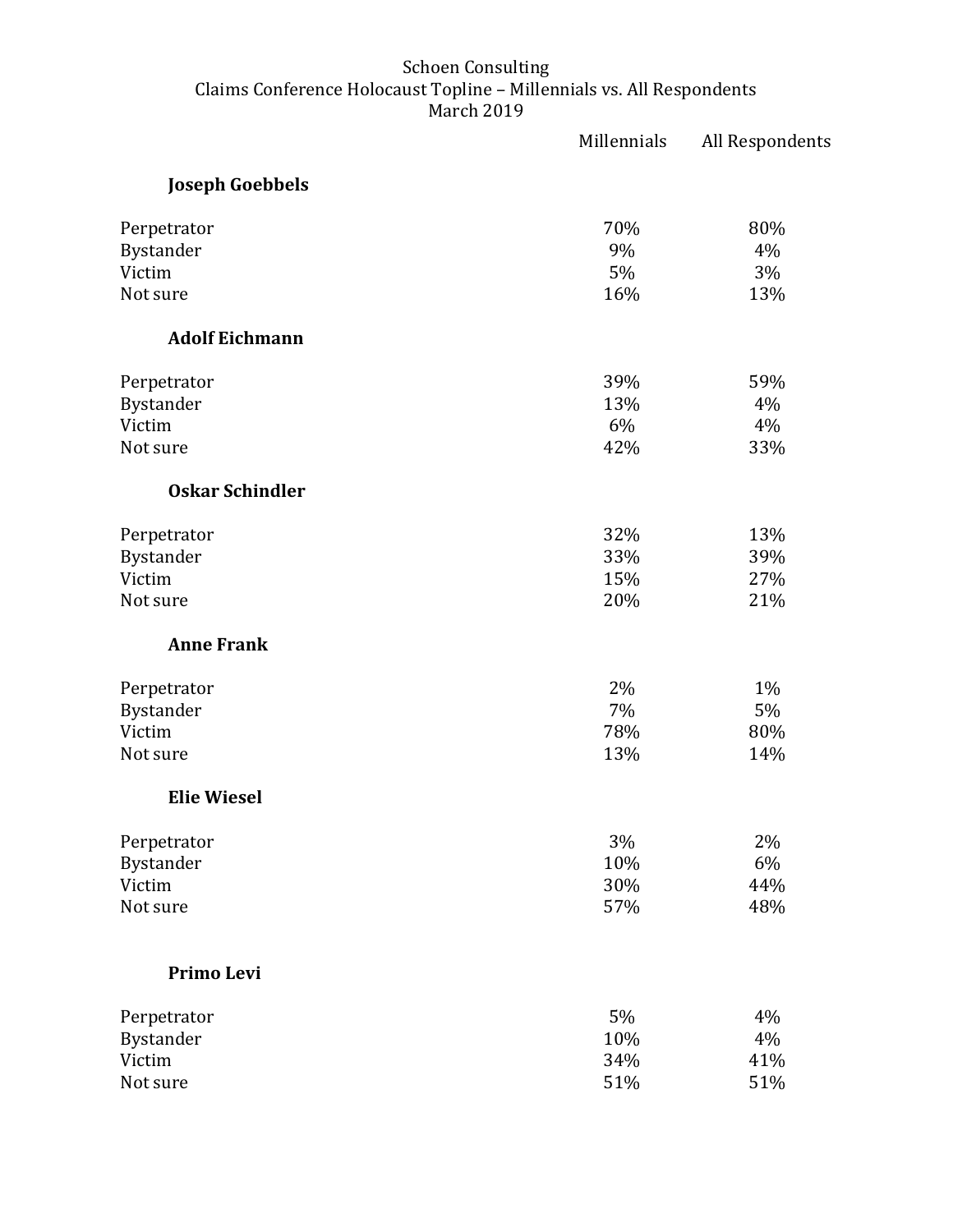Schoen Consulting

Claims Conference Holocaust Topline – Millennials vs. All Respondents

March 2019

| | Millennials | All Respondents |
|---|---|---|
| **Joseph Goebbels** | | |
| Perpetrator | 70% | 80% |
| Bystander | 9% | 4% |
| Victim | 5% | 3% |
| Not sure | 16% | 13% |
| **Adolf Eichmann** | | |
| Perpetrator | 39% | 59% |
| Bystander | 13% | 4% |
| Victim | 6% | 4% |
| Not sure | 42% | 33% |
| **Oskar Schindler** | | |
| Perpetrator | 32% | 13% |
| Bystander | 33% | 39% |
| Victim | 15% | 27% |
| Not sure | 20% | 21% |
| **Anne Frank** | | |
| Perpetrator | 2% | 1% |
| Bystander | 7% | 5% |
| Victim | 78% | 80% |
| Not sure | 13% | 14% |
| **Elie Wiesel** | | |
| Perpetrator | 3% | 2% |
| Bystander | 10% | 6% |
| Victim | 30% | 44% |
| Not sure | 57% | 48% |
| **Primo Levi** | | |
| Perpetrator | 5% | 4% |
| Bystander | 10% | 4% |
| Victim | 34% | 41% |
| Not sure | 51% | 51% |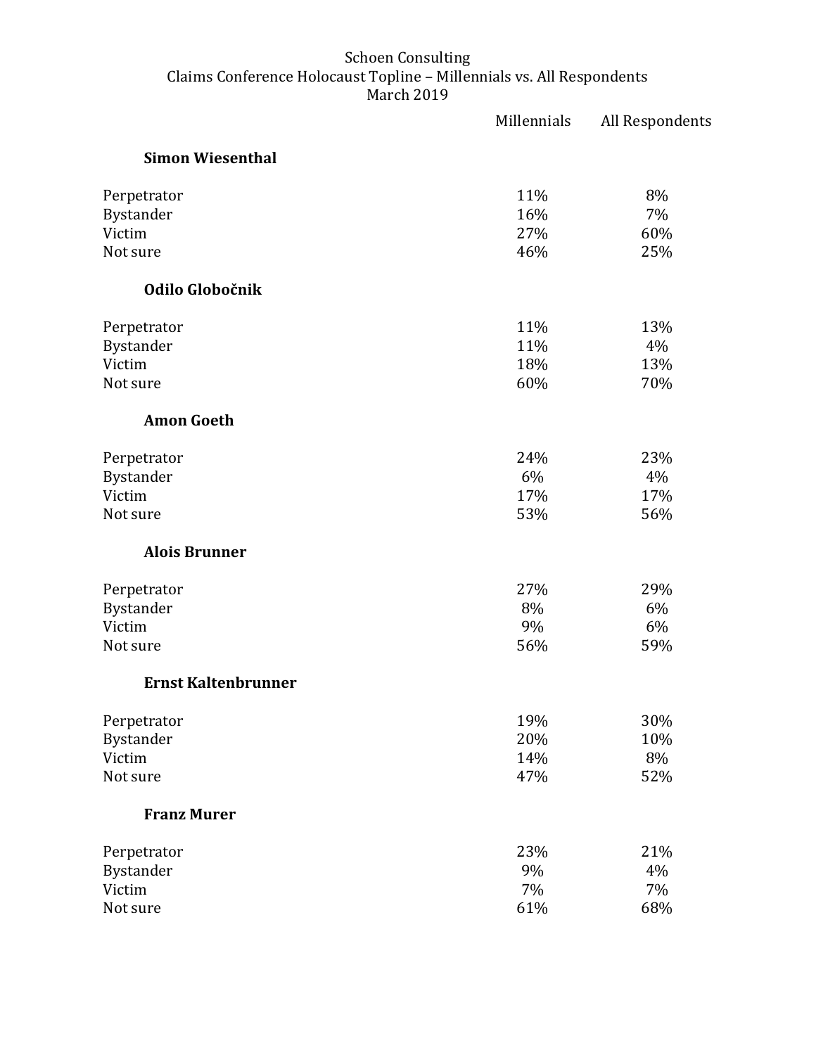Schoen Consulting
Claims Conference Holocaust Topline – Millennials vs. All Respondents
March 2019

| | Millennials | All Respondents |
|---|---|---|
| **Simon Wiesenthal** | | |
| Perpetrator | 11% | 8% |
| Bystander | 16% | 7% |
| Victim | 27% | 60% |
| Not sure | 46% | 25% |
| **Odilo Globočnik** | | |
| Perpetrator | 11% | 13% |
| Bystander | 11% | 4% |
| Victim | 18% | 13% |
| Not sure | 60% | 70% |
| **Amon Goeth** | | |
| Perpetrator | 24% | 23% |
| Bystander | 6% | 4% |
| Victim | 17% | 17% |
| Not sure | 53% | 56% |
| **Alois Brunner** | | |
| Perpetrator | 27% | 29% |
| Bystander | 8% | 6% |
| Victim | 9% | 6% |
| Not sure | 56% | 59% |
| **Ernst Kaltenbrunner** | | |
| Perpetrator | 19% | 30% |
| Bystander | 20% | 10% |
| Victim | 14% | 8% |
| Not sure | 47% | 52% |
| **Franz Murer** | | |
| Perpetrator | 23% | 21% |
| Bystander | 9% | 4% |
| Victim | 7% | 7% |
| Not sure | 61% | 68% |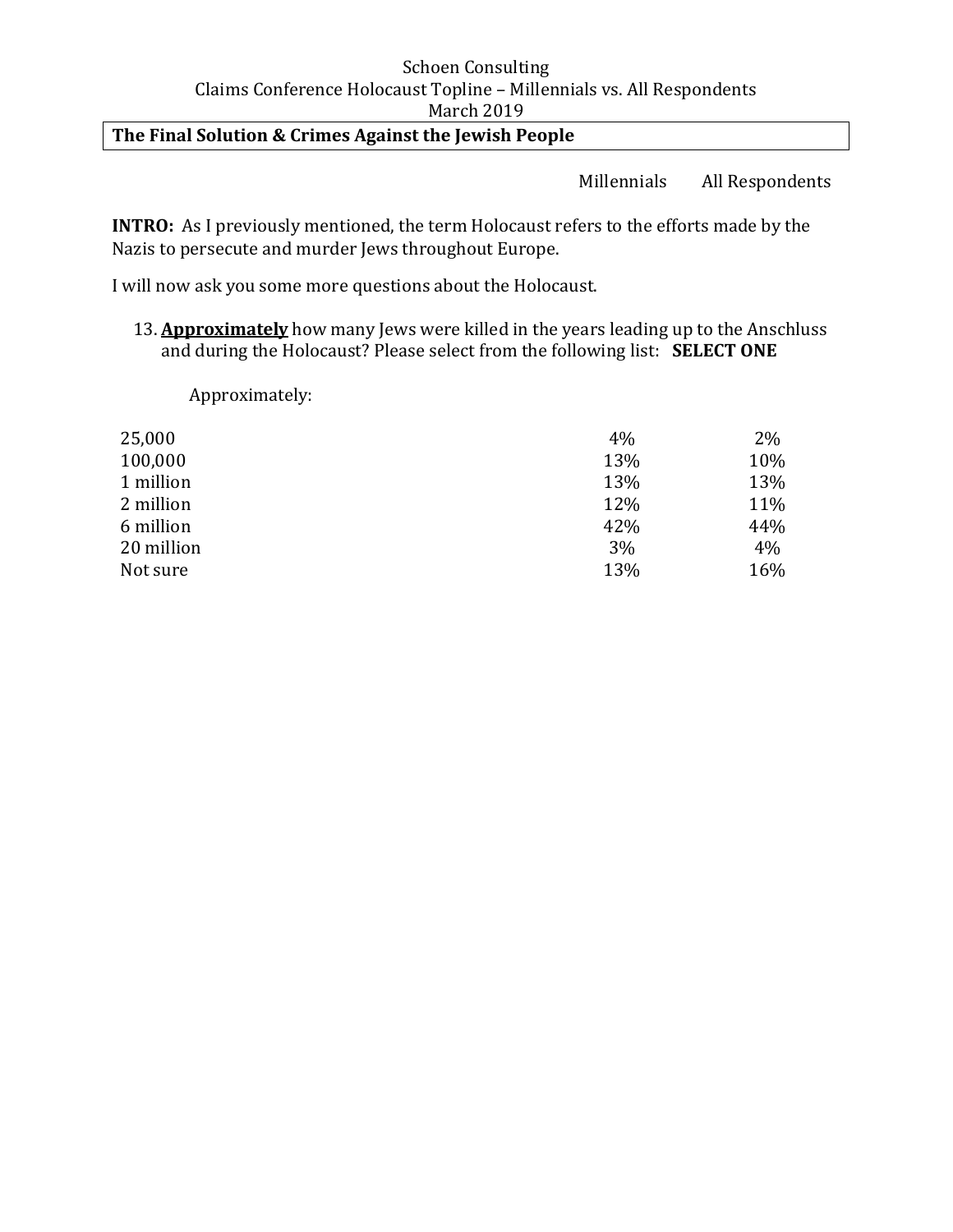Schoen Consulting
Claims Conference Holocaust Topline – Millennials vs. All Respondents
March 2019

## The Final Solution & Crimes Against the Jewish People

**INTRO:** As I previously mentioned, the term Holocaust refers to the efforts made by the Nazis to persecute and murder Jews throughout Europe.

I will now ask you some more questions about the Holocaust.

13. **Approximately** how many Jews were killed in the years leading up to the Anschluss and during the Holocaust? Please select from the following list: **SELECT ONE**

Approximately:

| | Millennials | All Respondents |
|---|---|---|
| 25,000 | 4% | 2% |
| 100,000 | 13% | 10% |
| 1 million | 13% | 13% |
| 2 million | 12% | 11% |
| 6 million | 42% | 44% |
| 20 million | 3% | 4% |
| Not sure | 13% | 16% |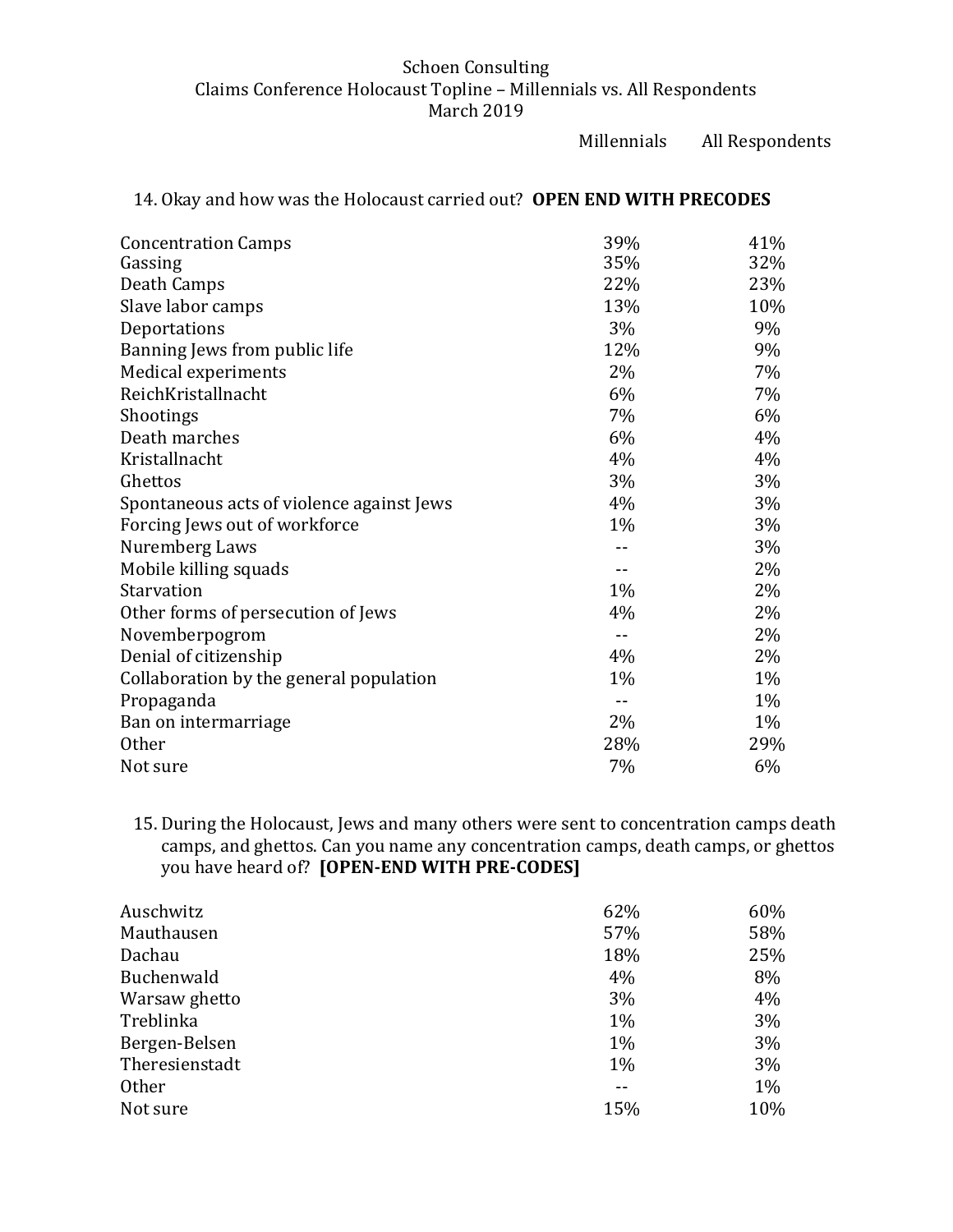Schoen Consulting
Claims Conference Holocaust Topline – Millennials vs. All Respondents
March 2019

14. Okay and how was the Holocaust carried out? **OPEN END WITH PRECODES**

| | Millennials | All Respondents |
|---|---|---|
| Concentration Camps | 39% | 41% |
| Gassing | 35% | 32% |
| Death Camps | 22% | 23% |
| Slave labor camps | 13% | 10% |
| Deportations | 3% | 9% |
| Banning Jews from public life | 12% | 9% |
| Medical experiments | 2% | 7% |
| ReichKristallnacht | 6% | 7% |
| Shootings | 7% | 6% |
| Death marches | 6% | 4% |
| Kristallnacht | 4% | 4% |
| Ghettos | 3% | 3% |
| Spontaneous acts of violence against Jews | 4% | 3% |
| Forcing Jews out of workforce | 1% | 3% |
| Nuremberg Laws | -- | 3% |
| Mobile killing squads | -- | 2% |
| Starvation | 1% | 2% |
| Other forms of persecution of Jews | 4% | 2% |
| Novemberpogrom | -- | 2% |
| Denial of citizenship | 4% | 2% |
| Collaboration by the general population | 1% | 1% |
| Propaganda | -- | 1% |
| Ban on intermarriage | 2% | 1% |
| Other | 28% | 29% |
| Not sure | 7% | 6% |

15. During the Holocaust, Jews and many others were sent to concentration camps death camps, and ghettos. Can you name any concentration camps, death camps, or ghettos you have heard of? **[OPEN-END WITH PRE-CODES]**

| | Millennials | All Respondents |
|---|---|---|
| Auschwitz | 62% | 60% |
| Mauthausen | 57% | 58% |
| Dachau | 18% | 25% |
| Buchenwald | 4% | 8% |
| Warsaw ghetto | 3% | 4% |
| Treblinka | 1% | 3% |
| Bergen-Belsen | 1% | 3% |
| Theresienstadt | 1% | 3% |
| Other | -- | 1% |
| Not sure | 15% | 10% |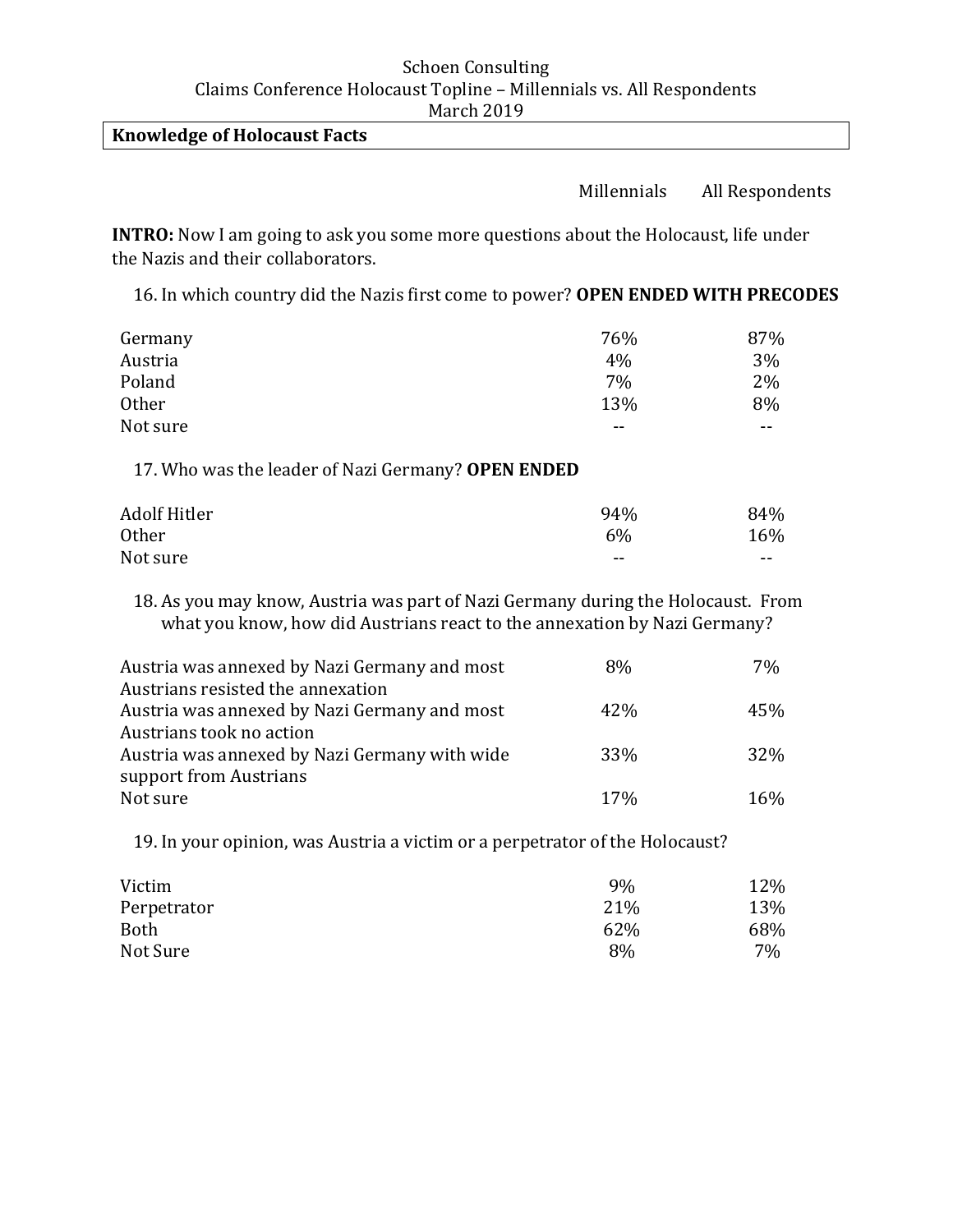Schoen Consulting
Claims Conference Holocaust Topline – Millennials vs. All Respondents
March 2019

## Knowledge of Holocaust Facts

**INTRO:** Now I am going to ask you some more questions about the Holocaust, life under the Nazis and their collaborators.

16. In which country did the Nazis first come to power? **OPEN ENDED WITH PRECODES**

| | Millennials | All Respondents |
|---|---|---|
| Germany | 76% | 87% |
| Austria | 4% | 3% |
| Poland | 7% | 2% |
| Other | 13% | 8% |
| Not sure | -- | -- |

17. Who was the leader of Nazi Germany? **OPEN ENDED**

| | Millennials | All Respondents |
|---|---|---|
| Adolf Hitler | 94% | 84% |
| Other | 6% | 16% |
| Not sure | -- | -- |

18. As you may know, Austria was part of Nazi Germany during the Holocaust. From what you know, how did Austrians react to the annexation by Nazi Germany?

| | Millennials | All Respondents |
|---|---|---|
| Austria was annexed by Nazi Germany and most Austrians resisted the annexation | 8% | 7% |
| Austria was annexed by Nazi Germany and most Austrians took no action | 42% | 45% |
| Austria was annexed by Nazi Germany with wide support from Austrians | 33% | 32% |
| Not sure | 17% | 16% |

19. In your opinion, was Austria a victim or a perpetrator of the Holocaust?

| | Millennials | All Respondents |
|---|---|---|
| Victim | 9% | 12% |
| Perpetrator | 21% | 13% |
| Both | 62% | 68% |
| Not Sure | 8% | 7% |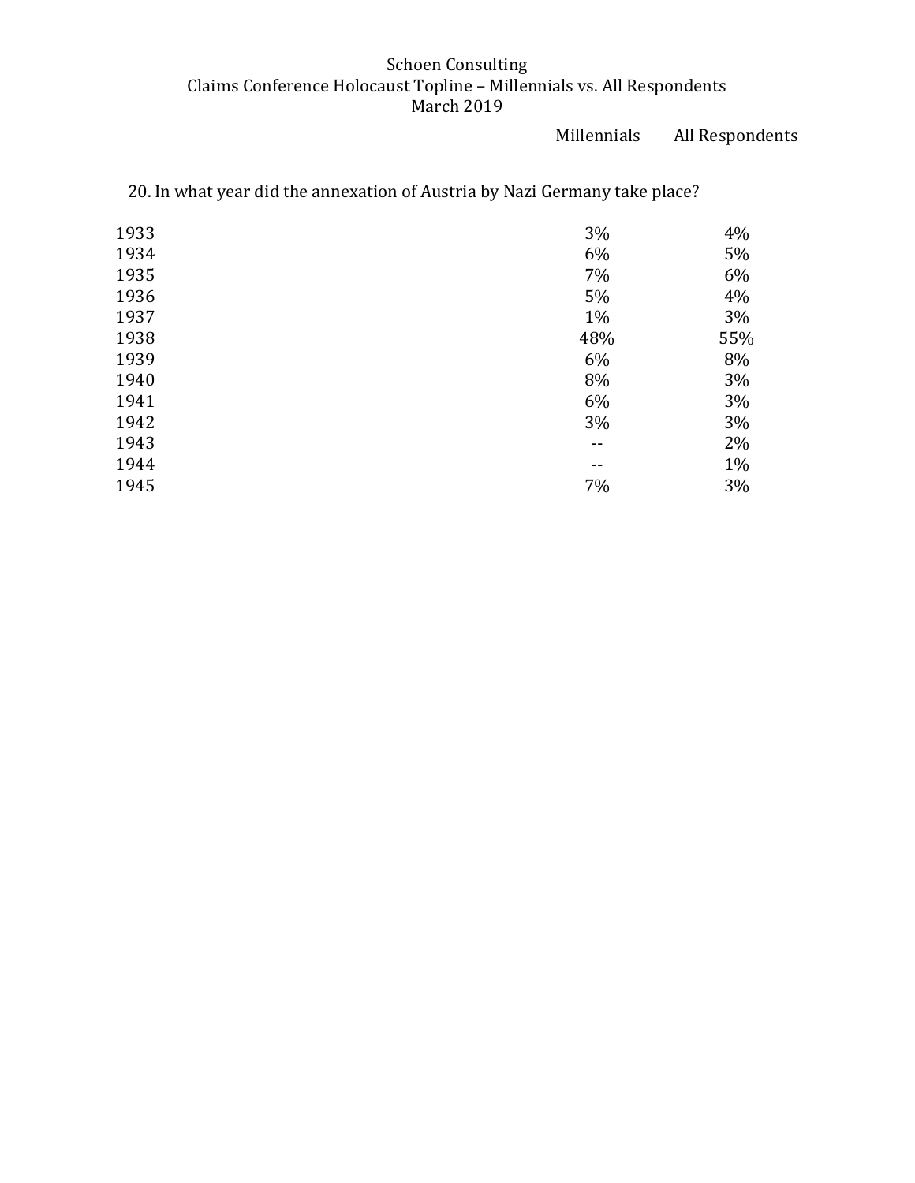Schoen Consulting
Claims Conference Holocaust Topline – Millennials vs. All Respondents
March 2019

20. In what year did the annexation of Austria by Nazi Germany take place?

| | Millennials | All Respondents |
|---|---|---|
| 1933 | 3% | 4% |
| 1934 | 6% | 5% |
| 1935 | 7% | 6% |
| 1936 | 5% | 4% |
| 1937 | 1% | 3% |
| 1938 | 48% | 55% |
| 1939 | 6% | 8% |
| 1940 | 8% | 3% |
| 1941 | 6% | 3% |
| 1942 | 3% | 3% |
| 1943 | -- | 2% |
| 1944 | -- | 1% |
| 1945 | 7% | 3% |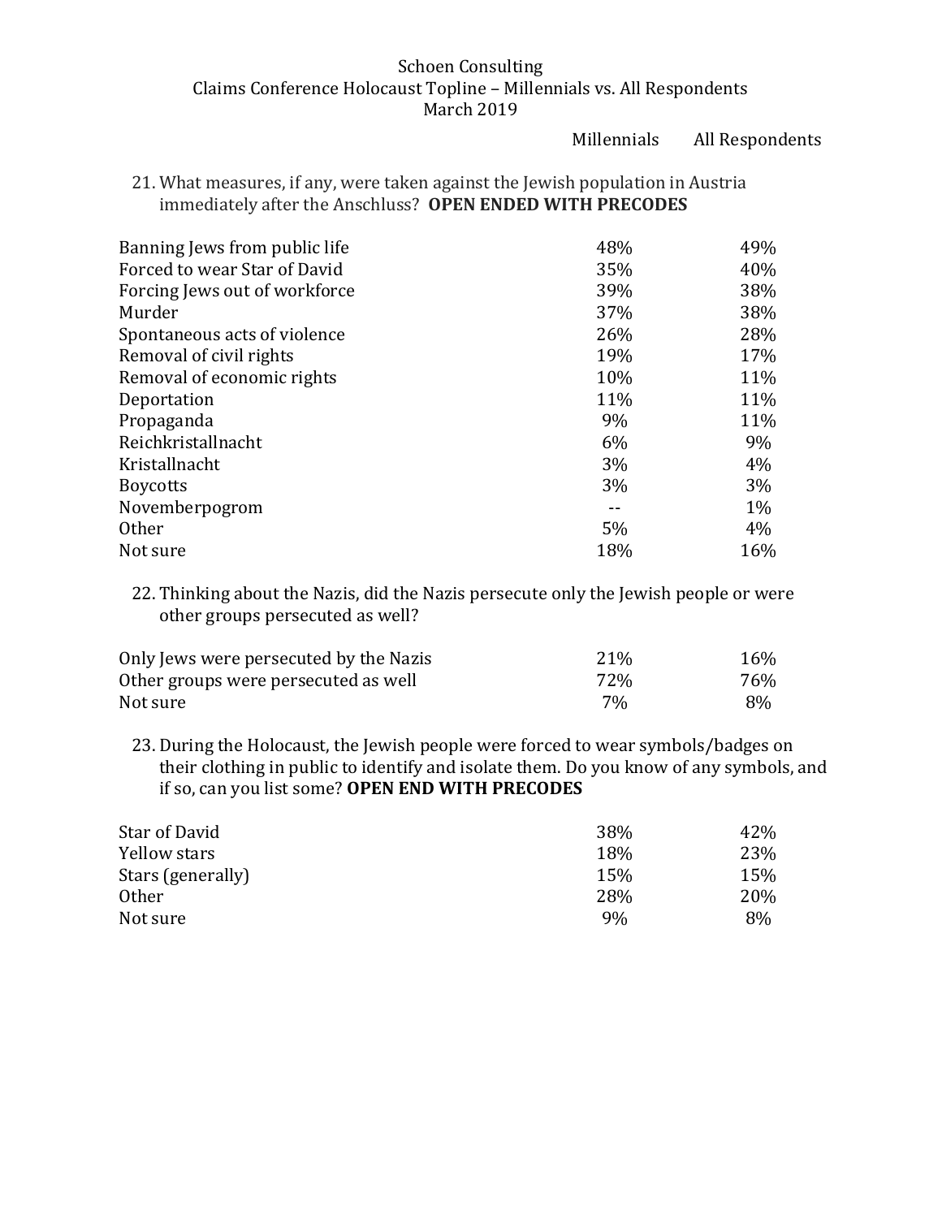Schoen Consulting
Claims Conference Holocaust Topline – Millennials vs. All Respondents
March 2019

21. What measures, if any, were taken against the Jewish population in Austria immediately after the Anschluss? **OPEN ENDED WITH PRECODES**

| | Millennials | All Respondents |
|---|---|---|
| Banning Jews from public life | 48% | 49% |
| Forced to wear Star of David | 35% | 40% |
| Forcing Jews out of workforce | 39% | 38% |
| Murder | 37% | 38% |
| Spontaneous acts of violence | 26% | 28% |
| Removal of civil rights | 19% | 17% |
| Removal of economic rights | 10% | 11% |
| Deportation | 11% | 11% |
| Propaganda | 9% | 11% |
| Reichkristallnacht | 6% | 9% |
| Kristallnacht | 3% | 4% |
| Boycotts | 3% | 3% |
| Novemberpogrom | -- | 1% |
| Other | 5% | 4% |
| Not sure | 18% | 16% |

22. Thinking about the Nazis, did the Nazis persecute only the Jewish people or were other groups persecuted as well?

| | Millennials | All Respondents |
|---|---|---|
| Only Jews were persecuted by the Nazis | 21% | 16% |
| Other groups were persecuted as well | 72% | 76% |
| Not sure | 7% | 8% |

23. During the Holocaust, the Jewish people were forced to wear symbols/badges on their clothing in public to identify and isolate them. Do you know of any symbols, and if so, can you list some? **OPEN END WITH PRECODES**

| | Millennials | All Respondents |
|---|---|---|
| Star of David | 38% | 42% |
| Yellow stars | 18% | 23% |
| Stars (generally) | 15% | 15% |
| Other | 28% | 20% |
| Not sure | 9% | 8% |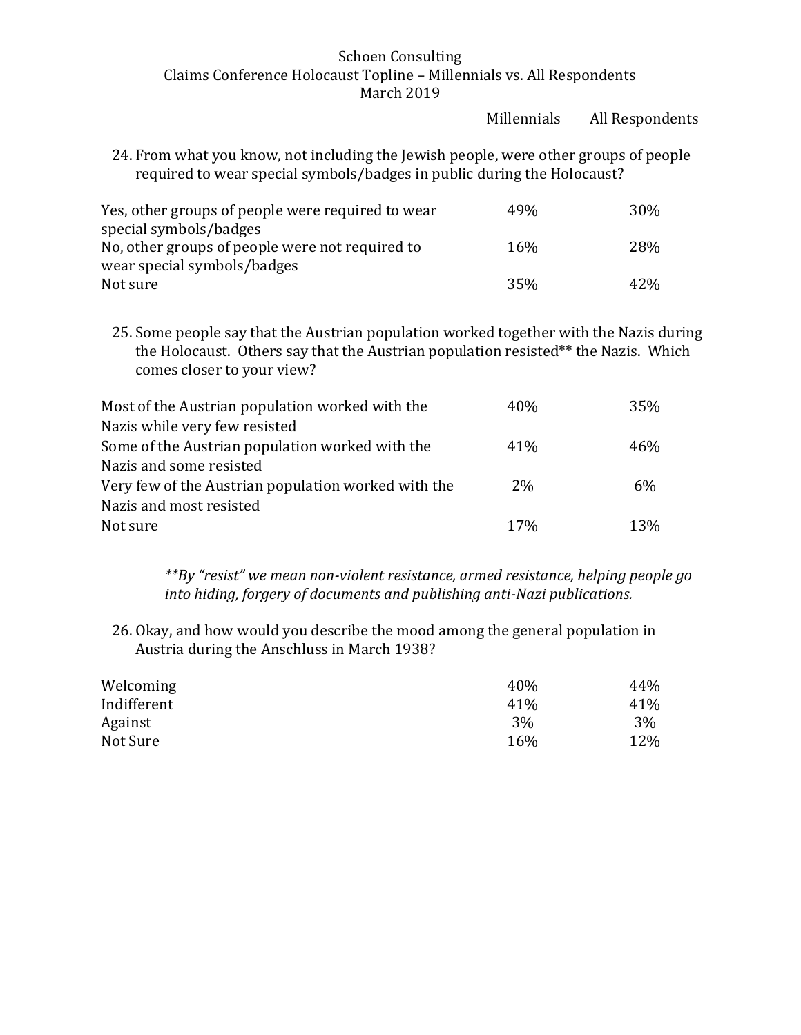Schoen Consulting
Claims Conference Holocaust Topline – Millennials vs. All Respondents
March 2019

24. From what you know, not including the Jewish people, were other groups of people required to wear special symbols/badges in public during the Holocaust?

| | Millennials | All Respondents |
|---|---|---|
| Yes, other groups of people were required to wear special symbols/badges | 49% | 30% |
| No, other groups of people were not required to wear special symbols/badges | 16% | 28% |
| Not sure | 35% | 42% |

25. Some people say that the Austrian population worked together with the Nazis during the Holocaust. Others say that the Austrian population resisted** the Nazis. Which comes closer to your view?

| | Millennials | All Respondents |
|---|---|---|
| Most of the Austrian population worked with the Nazis while very few resisted | 40% | 35% |
| Some of the Austrian population worked with the Nazis and some resisted | 41% | 46% |
| Very few of the Austrian population worked with the Nazis and most resisted | 2% | 6% |
| Not sure | 17% | 13% |

*\*\*By "resist" we mean non-violent resistance, armed resistance, helping people go into hiding, forgery of documents and publishing anti-Nazi publications.*

26. Okay, and how would you describe the mood among the general population in Austria during the Anschluss in March 1938?

| | Millennials | All Respondents |
|---|---|---|
| Welcoming | 40% | 44% |
| Indifferent | 41% | 41% |
| Against | 3% | 3% |
| Not Sure | 16% | 12% |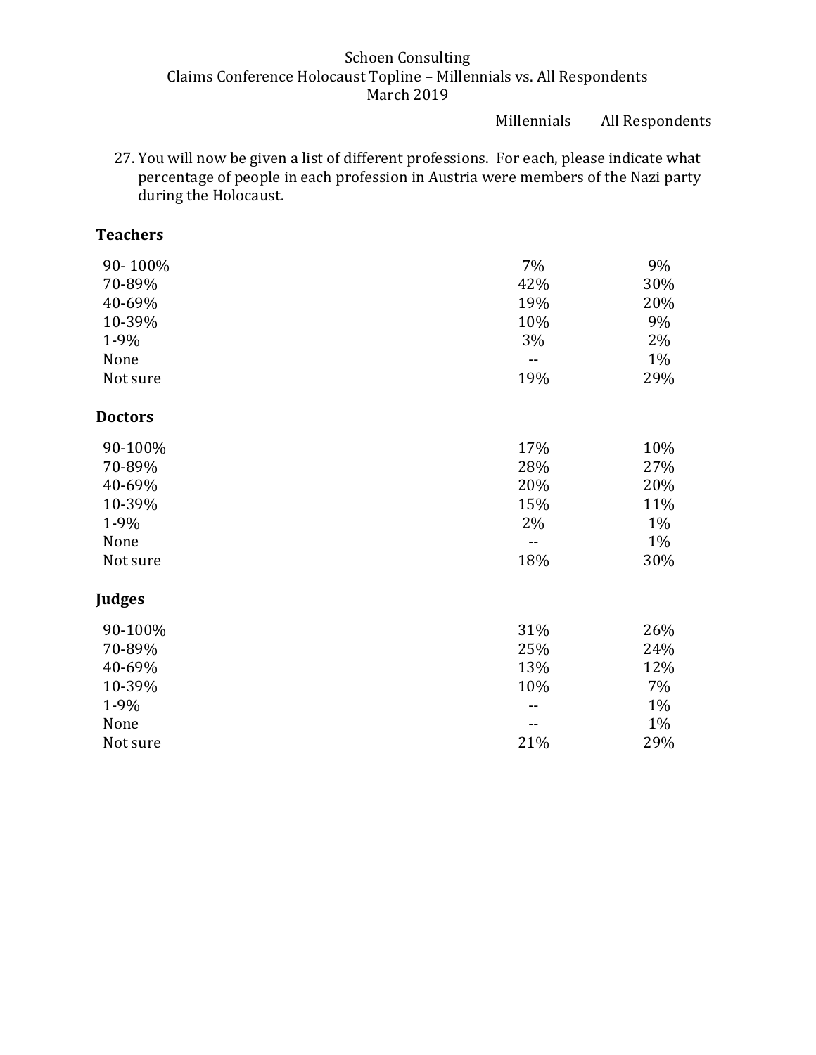Schoen Consulting
Claims Conference Holocaust Topline – Millennials vs. All Respondents
March 2019

27. You will now be given a list of different professions. For each, please indicate what percentage of people in each profession in Austria were members of the Nazi party during the Holocaust.

**Teachers**

| | Millennials | All Respondents |
|---|---|---|
| 90- 100% | 7% | 9% |
| 70-89% | 42% | 30% |
| 40-69% | 19% | 20% |
| 10-39% | 10% | 9% |
| 1-9% | 3% | 2% |
| None | -- | 1% |
| Not sure | 19% | 29% |

**Doctors**

| | Millennials | All Respondents |
|---|---|---|
| 90-100% | 17% | 10% |
| 70-89% | 28% | 27% |
| 40-69% | 20% | 20% |
| 10-39% | 15% | 11% |
| 1-9% | 2% | 1% |
| None | -- | 1% |
| Not sure | 18% | 30% |

**Judges**

| | Millennials | All Respondents |
|---|---|---|
| 90-100% | 31% | 26% |
| 70-89% | 25% | 24% |
| 40-69% | 13% | 12% |
| 10-39% | 10% | 7% |
| 1-9% | -- | 1% |
| None | -- | 1% |
| Not sure | 21% | 29% |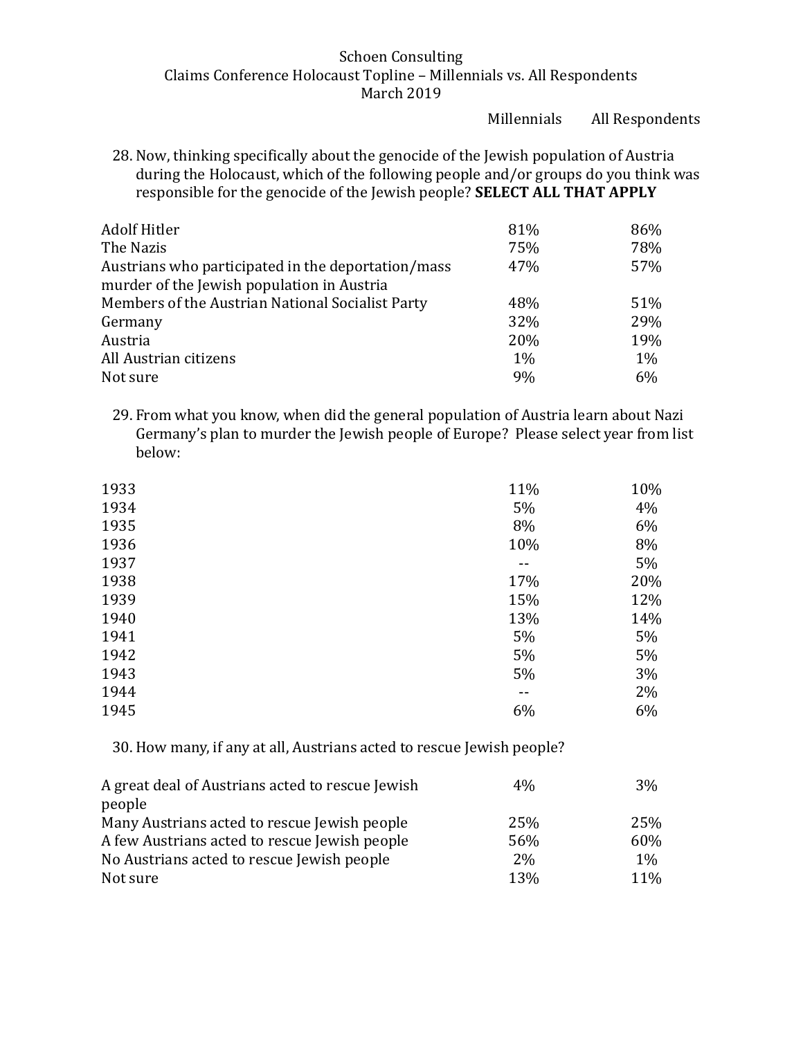Schoen Consulting
Claims Conference Holocaust Topline – Millennials vs. All Respondents
March 2019

28. Now, thinking specifically about the genocide of the Jewish population of Austria during the Holocaust, which of the following people and/or groups do you think was responsible for the genocide of the Jewish people? **SELECT ALL THAT APPLY**

| | Millennials | All Respondents |
|---|---|---|
| Adolf Hitler | 81% | 86% |
| The Nazis | 75% | 78% |
| Austrians who participated in the deportation/mass murder of the Jewish population in Austria | 47% | 57% |
| Members of the Austrian National Socialist Party | 48% | 51% |
| Germany | 32% | 29% |
| Austria | 20% | 19% |
| All Austrian citizens | 1% | 1% |
| Not sure | 9% | 6% |

29. From what you know, when did the general population of Austria learn about Nazi Germany's plan to murder the Jewish people of Europe? Please select year from list below:

| | Millennials | All Respondents |
|---|---|---|
| 1933 | 11% | 10% |
| 1934 | 5% | 4% |
| 1935 | 8% | 6% |
| 1936 | 10% | 8% |
| 1937 | -- | 5% |
| 1938 | 17% | 20% |
| 1939 | 15% | 12% |
| 1940 | 13% | 14% |
| 1941 | 5% | 5% |
| 1942 | 5% | 5% |
| 1943 | 5% | 3% |
| 1944 | -- | 2% |
| 1945 | 6% | 6% |

30. How many, if any at all, Austrians acted to rescue Jewish people?

| | Millennials | All Respondents |
|---|---|---|
| A great deal of Austrians acted to rescue Jewish people | 4% | 3% |
| Many Austrians acted to rescue Jewish people | 25% | 25% |
| A few Austrians acted to rescue Jewish people | 56% | 60% |
| No Austrians acted to rescue Jewish people | 2% | 1% |
| Not sure | 13% | 11% |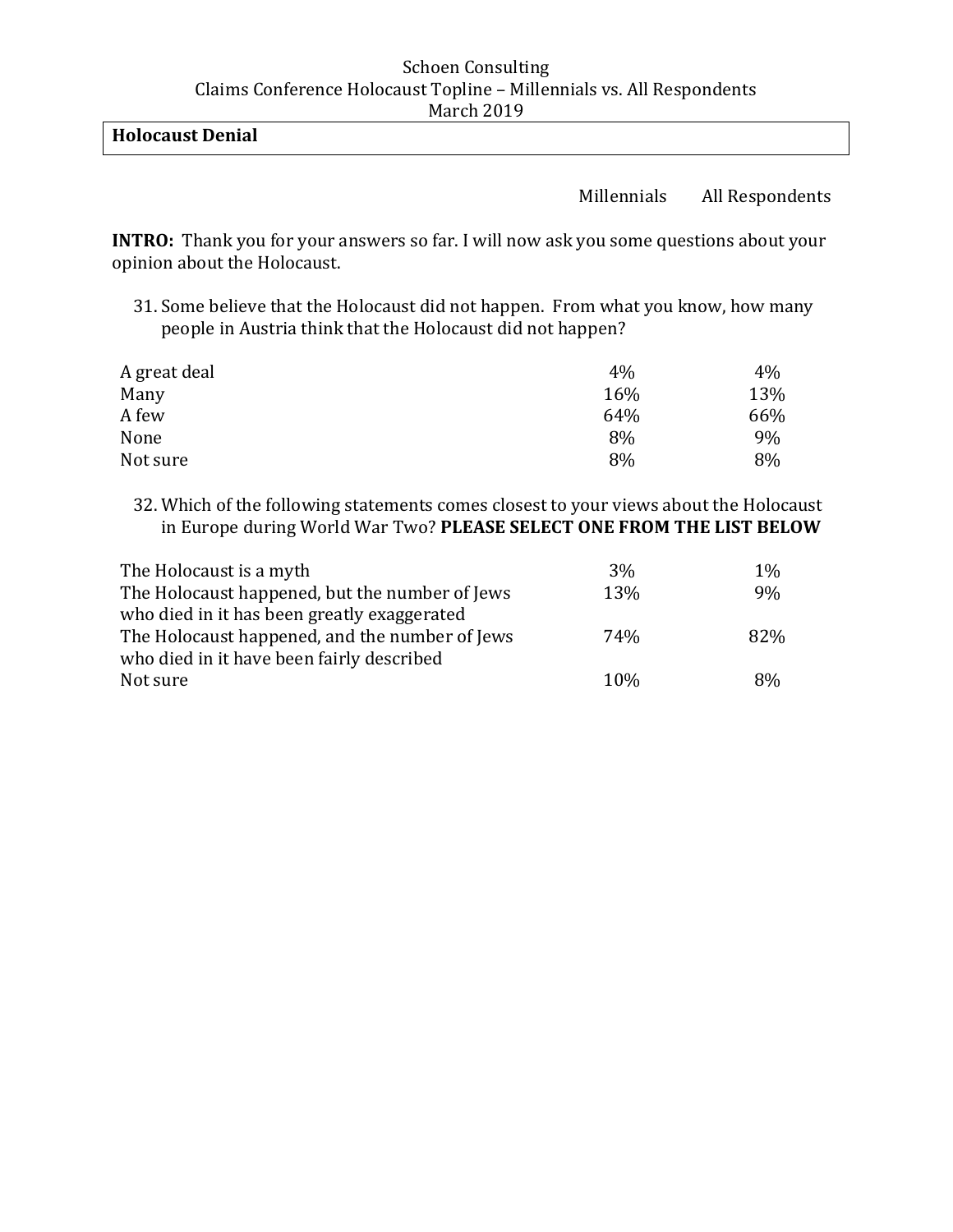Schoen Consulting
Claims Conference Holocaust Topline – Millennials vs. All Respondents
March 2019

## Holocaust Denial

**INTRO:** Thank you for your answers so far. I will now ask you some questions about your opinion about the Holocaust.

31. Some believe that the Holocaust did not happen. From what you know, how many people in Austria think that the Holocaust did not happen?

| | Millennials | All Respondents |
|---|---|---|
| A great deal | 4% | 4% |
| Many | 16% | 13% |
| A few | 64% | 66% |
| None | 8% | 9% |
| Not sure | 8% | 8% |

32. Which of the following statements comes closest to your views about the Holocaust in Europe during World War Two? **PLEASE SELECT ONE FROM THE LIST BELOW**

| | Millennials | All Respondents |
|---|---|---|
| The Holocaust is a myth | 3% | 1% |
| The Holocaust happened, but the number of Jews who died in it has been greatly exaggerated | 13% | 9% |
| The Holocaust happened, and the number of Jews who died in it have been fairly described | 74% | 82% |
| Not sure | 10% | 8% |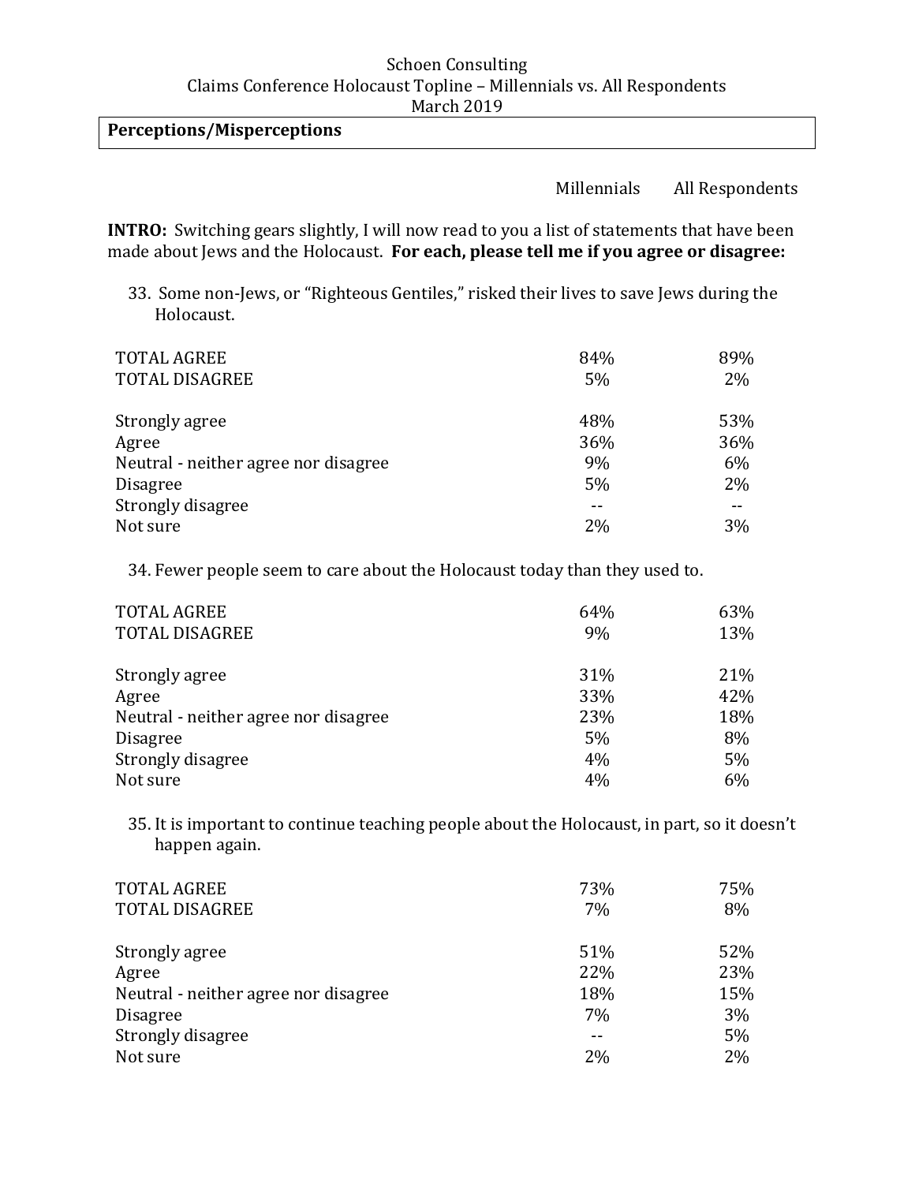Schoen Consulting
Claims Conference Holocaust Topline – Millennials vs. All Respondents
March 2019

**Perceptions/Misperceptions**

**INTRO:** Switching gears slightly, I will now read to you a list of statements that have been made about Jews and the Holocaust. **For each, please tell me if you agree or disagree:**

33. Some non-Jews, or "Righteous Gentiles," risked their lives to save Jews during the Holocaust.

| | Millennials | All Respondents |
|---|---|---|
| TOTAL AGREE | 84% | 89% |
| TOTAL DISAGREE | 5% | 2% |
| Strongly agree | 48% | 53% |
| Agree | 36% | 36% |
| Neutral - neither agree nor disagree | 9% | 6% |
| Disagree | 5% | 2% |
| Strongly disagree | -- | -- |
| Not sure | 2% | 3% |

34. Fewer people seem to care about the Holocaust today than they used to.

| | Millennials | All Respondents |
|---|---|---|
| TOTAL AGREE | 64% | 63% |
| TOTAL DISAGREE | 9% | 13% |
| Strongly agree | 31% | 21% |
| Agree | 33% | 42% |
| Neutral - neither agree nor disagree | 23% | 18% |
| Disagree | 5% | 8% |
| Strongly disagree | 4% | 5% |
| Not sure | 4% | 6% |

35. It is important to continue teaching people about the Holocaust, in part, so it doesn't happen again.

| | Millennials | All Respondents |
|---|---|---|
| TOTAL AGREE | 73% | 75% |
| TOTAL DISAGREE | 7% | 8% |
| Strongly agree | 51% | 52% |
| Agree | 22% | 23% |
| Neutral - neither agree nor disagree | 18% | 15% |
| Disagree | 7% | 3% |
| Strongly disagree | -- | 5% |
| Not sure | 2% | 2% |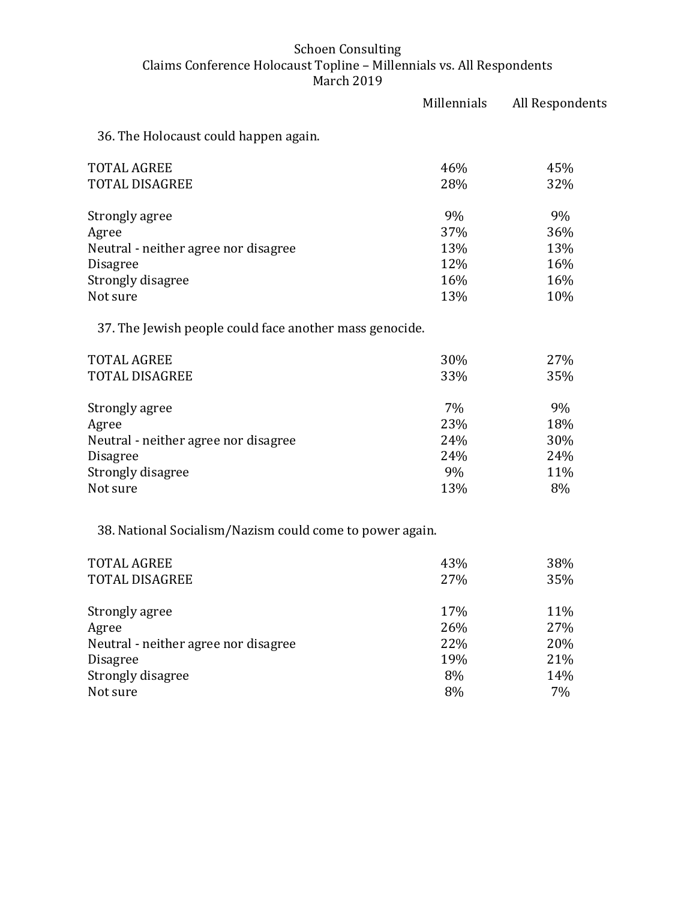Schoen Consulting
Claims Conference Holocaust Topline – Millennials vs. All Respondents
March 2019

36. The Holocaust could happen again.

| | Millennials | All Respondents |
|---|---|---|
| TOTAL AGREE | 46% | 45% |
| TOTAL DISAGREE | 28% | 32% |
| | | |
| Strongly agree | 9% | 9% |
| Agree | 37% | 36% |
| Neutral - neither agree nor disagree | 13% | 13% |
| Disagree | 12% | 16% |
| Strongly disagree | 16% | 16% |
| Not sure | 13% | 10% |

37. The Jewish people could face another mass genocide.

| | Millennials | All Respondents |
|---|---|---|
| TOTAL AGREE | 30% | 27% |
| TOTAL DISAGREE | 33% | 35% |
| | | |
| Strongly agree | 7% | 9% |
| Agree | 23% | 18% |
| Neutral - neither agree nor disagree | 24% | 30% |
| Disagree | 24% | 24% |
| Strongly disagree | 9% | 11% |
| Not sure | 13% | 8% |

38. National Socialism/Nazism could come to power again.

| | Millennials | All Respondents |
|---|---|---|
| TOTAL AGREE | 43% | 38% |
| TOTAL DISAGREE | 27% | 35% |
| | | |
| Strongly agree | 17% | 11% |
| Agree | 26% | 27% |
| Neutral - neither agree nor disagree | 22% | 20% |
| Disagree | 19% | 21% |
| Strongly disagree | 8% | 14% |
| Not sure | 8% | 7% |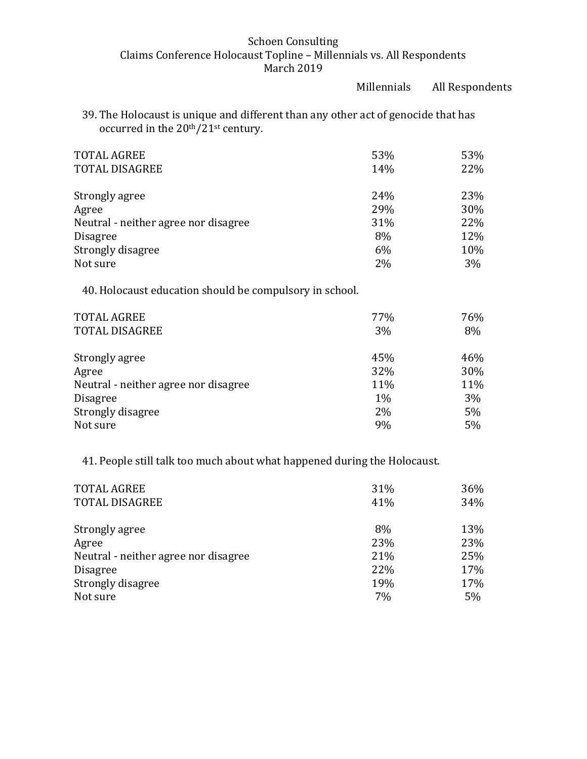Schoen Consulting
Claims Conference Holocaust Topline – Millennials vs. All Respondents
March 2019

39. The Holocaust is unique and different than any other act of genocide that has occurred in the 20th/21st century.

| | Millennials | All Respondents |
|---|---|---|
| TOTAL AGREE | 53% | 53% |
| TOTAL DISAGREE | 14% | 22% |
| Strongly agree | 24% | 23% |
| Agree | 29% | 30% |
| Neutral - neither agree nor disagree | 31% | 22% |
| Disagree | 8% | 12% |
| Strongly disagree | 6% | 10% |
| Not sure | 2% | 3% |

40. Holocaust education should be compulsory in school.

| | Millennials | All Respondents |
|---|---|---|
| TOTAL AGREE | 77% | 76% |
| TOTAL DISAGREE | 3% | 8% |
| Strongly agree | 45% | 46% |
| Agree | 32% | 30% |
| Neutral - neither agree nor disagree | 11% | 11% |
| Disagree | 1% | 3% |
| Strongly disagree | 2% | 5% |
| Not sure | 9% | 5% |

41. People still talk too much about what happened during the Holocaust.

| | Millennials | All Respondents |
|---|---|---|
| TOTAL AGREE | 31% | 36% |
| TOTAL DISAGREE | 41% | 34% |
| Strongly agree | 8% | 13% |
| Agree | 23% | 23% |
| Neutral - neither agree nor disagree | 21% | 25% |
| Disagree | 22% | 17% |
| Strongly disagree | 19% | 17% |
| Not sure | 7% | 5% |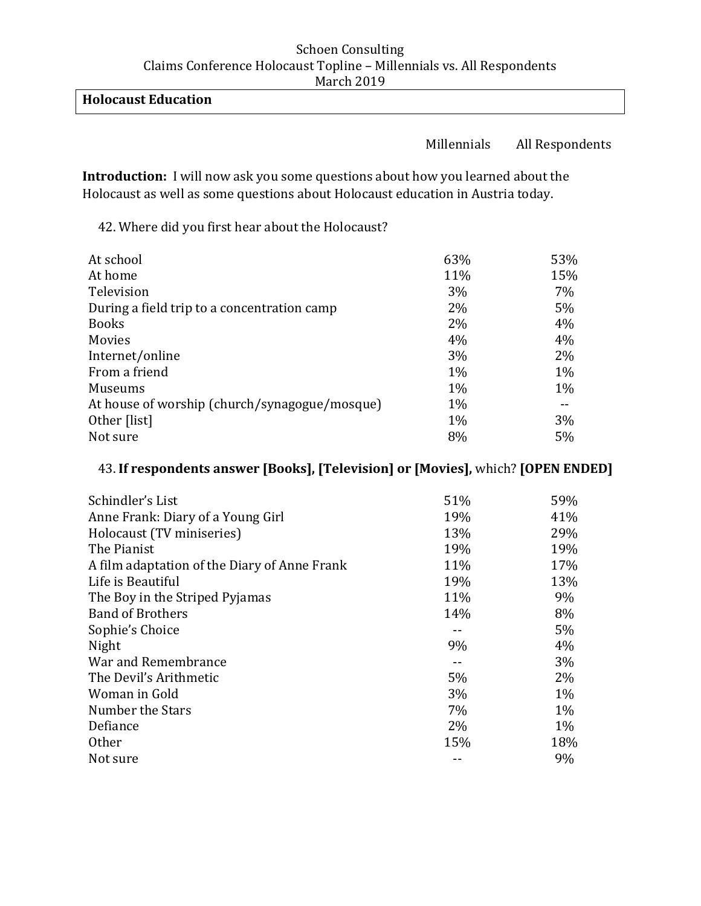Schoen Consulting
Claims Conference Holocaust Topline – Millennials vs. All Respondents
March 2019

## Holocaust Education

**Introduction:** I will now ask you some questions about how you learned about the Holocaust as well as some questions about Holocaust education in Austria today.

42. Where did you first hear about the Holocaust?

| | Millennials | All Respondents |
|---|---|---|
| At school | 63% | 53% |
| At home | 11% | 15% |
| Television | 3% | 7% |
| During a field trip to a concentration camp | 2% | 5% |
| Books | 2% | 4% |
| Movies | 4% | 4% |
| Internet/online | 3% | 2% |
| From a friend | 1% | 1% |
| Museums | 1% | 1% |
| At house of worship (church/synagogue/mosque) | 1% | -- |
| Other [list] | 1% | 3% |
| Not sure | 8% | 5% |

43. **If respondents answer [Books], [Television] or [Movies],** which? **[OPEN ENDED]**

| | Millennials | All Respondents |
|---|---|---|
| Schindler's List | 51% | 59% |
| Anne Frank: Diary of a Young Girl | 19% | 41% |
| Holocaust (TV miniseries) | 13% | 29% |
| The Pianist | 19% | 19% |
| A film adaptation of the Diary of Anne Frank | 11% | 17% |
| Life is Beautiful | 19% | 13% |
| The Boy in the Striped Pyjamas | 11% | 9% |
| Band of Brothers | 14% | 8% |
| Sophie's Choice | -- | 5% |
| Night | 9% | 4% |
| War and Remembrance | -- | 3% |
| The Devil's Arithmetic | 5% | 2% |
| Woman in Gold | 3% | 1% |
| Number the Stars | 7% | 1% |
| Defiance | 2% | 1% |
| Other | 15% | 18% |
| Not sure | -- | 9% |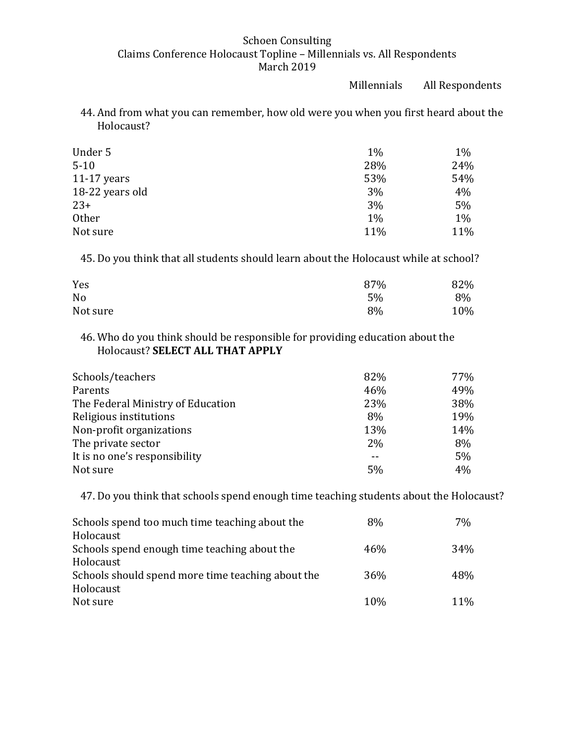Schoen Consulting
Claims Conference Holocaust Topline – Millennials vs. All Respondents
March 2019

44. And from what you can remember, how old were you when you first heard about the Holocaust?

| | Millennials | All Respondents |
|---|---|---|
| Under 5 | 1% | 1% |
| 5-10 | 28% | 24% |
| 11-17 years | 53% | 54% |
| 18-22 years old | 3% | 4% |
| 23+ | 3% | 5% |
| Other | 1% | 1% |
| Not sure | 11% | 11% |

45. Do you think that all students should learn about the Holocaust while at school?

| | Millennials | All Respondents |
|---|---|---|
| Yes | 87% | 82% |
| No | 5% | 8% |
| Not sure | 8% | 10% |

46. Who do you think should be responsible for providing education about the Holocaust? **SELECT ALL THAT APPLY**

| | Millennials | All Respondents |
|---|---|---|
| Schools/teachers | 82% | 77% |
| Parents | 46% | 49% |
| The Federal Ministry of Education | 23% | 38% |
| Religious institutions | 8% | 19% |
| Non-profit organizations | 13% | 14% |
| The private sector | 2% | 8% |
| It is no one's responsibility | -- | 5% |
| Not sure | 5% | 4% |

47. Do you think that schools spend enough time teaching students about the Holocaust?

| | Millennials | All Respondents |
|---|---|---|
| Schools spend too much time teaching about the Holocaust | 8% | 7% |
| Schools spend enough time teaching about the Holocaust | 46% | 34% |
| Schools should spend more time teaching about the Holocaust | 36% | 48% |
| Not sure | 10% | 11% |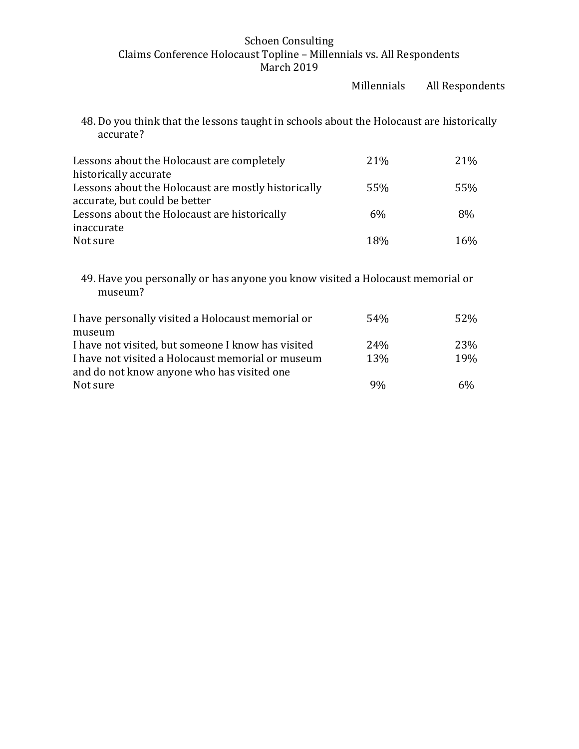Schoen Consulting
Claims Conference Holocaust Topline – Millennials vs. All Respondents
March 2019

48. Do you think that the lessons taught in schools about the Holocaust are historically accurate?

| | Millennials | All Respondents |
|---|---|---|
| Lessons about the Holocaust are completely historically accurate | 21% | 21% |
| Lessons about the Holocaust are mostly historically accurate, but could be better | 55% | 55% |
| Lessons about the Holocaust are historically inaccurate | 6% | 8% |
| Not sure | 18% | 16% |

49. Have you personally or has anyone you know visited a Holocaust memorial or museum?

| | Millennials | All Respondents |
|---|---|---|
| I have personally visited a Holocaust memorial or museum | 54% | 52% |
| I have not visited, but someone I know has visited | 24% | 23% |
| I have not visited a Holocaust memorial or museum and do not know anyone who has visited one | 13% | 19% |
| Not sure | 9% | 6% |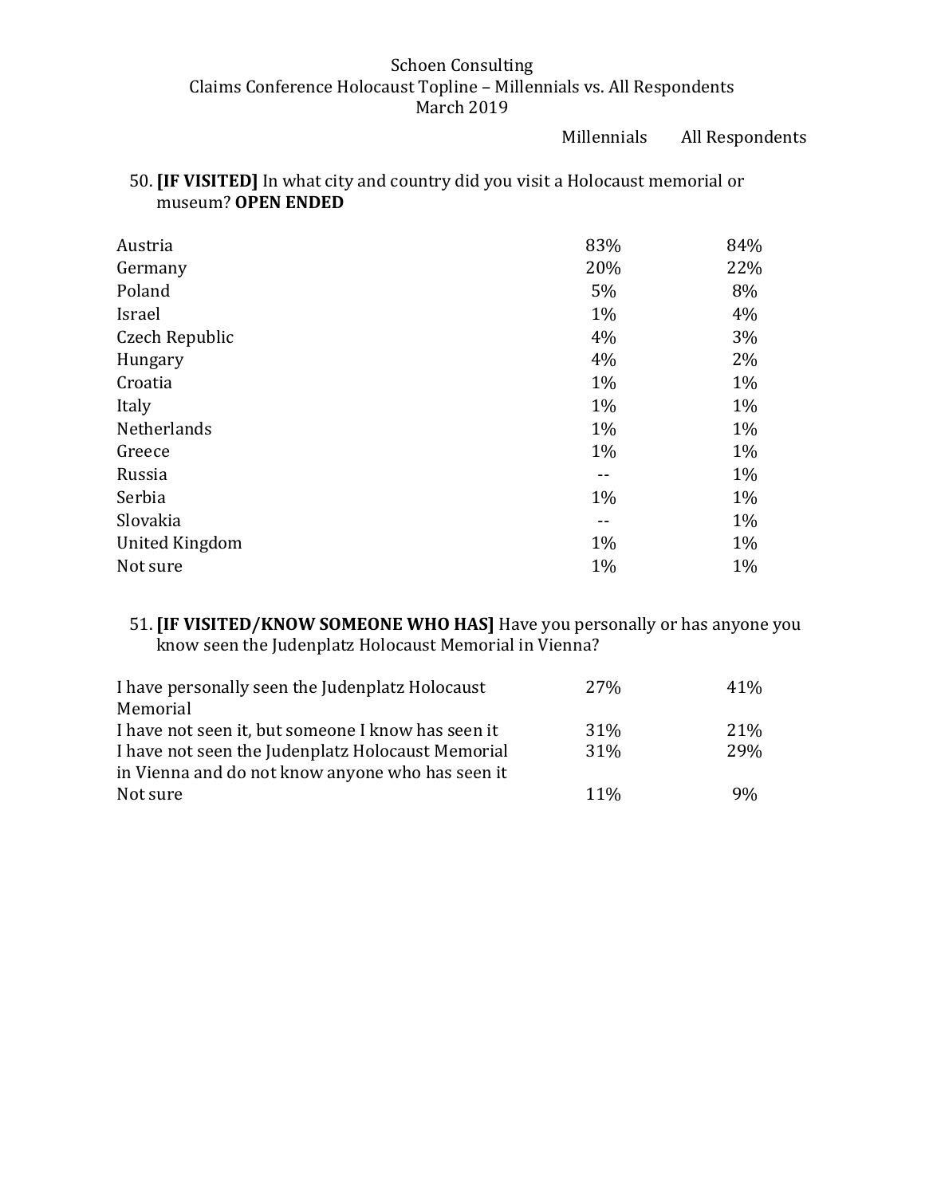Schoen Consulting
Claims Conference Holocaust Topline – Millennials vs. All Respondents
March 2019

50. **[IF VISITED]** In what city and country did you visit a Holocaust memorial or museum? **OPEN ENDED**

| | Millennials | All Respondents |
|---|---|---|
| Austria | 83% | 84% |
| Germany | 20% | 22% |
| Poland | 5% | 8% |
| Israel | 1% | 4% |
| Czech Republic | 4% | 3% |
| Hungary | 4% | 2% |
| Croatia | 1% | 1% |
| Italy | 1% | 1% |
| Netherlands | 1% | 1% |
| Greece | 1% | 1% |
| Russia | -- | 1% |
| Serbia | 1% | 1% |
| Slovakia | -- | 1% |
| United Kingdom | 1% | 1% |
| Not sure | 1% | 1% |

51. **[IF VISITED/KNOW SOMEONE WHO HAS]** Have you personally or has anyone you know seen the Judenplatz Holocaust Memorial in Vienna?

| | Millennials | All Respondents |
|---|---|---|
| I have personally seen the Judenplatz Holocaust Memorial | 27% | 41% |
| I have not seen it, but someone I know has seen it | 31% | 21% |
| I have not seen the Judenplatz Holocaust Memorial in Vienna and do not know anyone who has seen it | 31% | 29% |
| Not sure | 11% | 9% |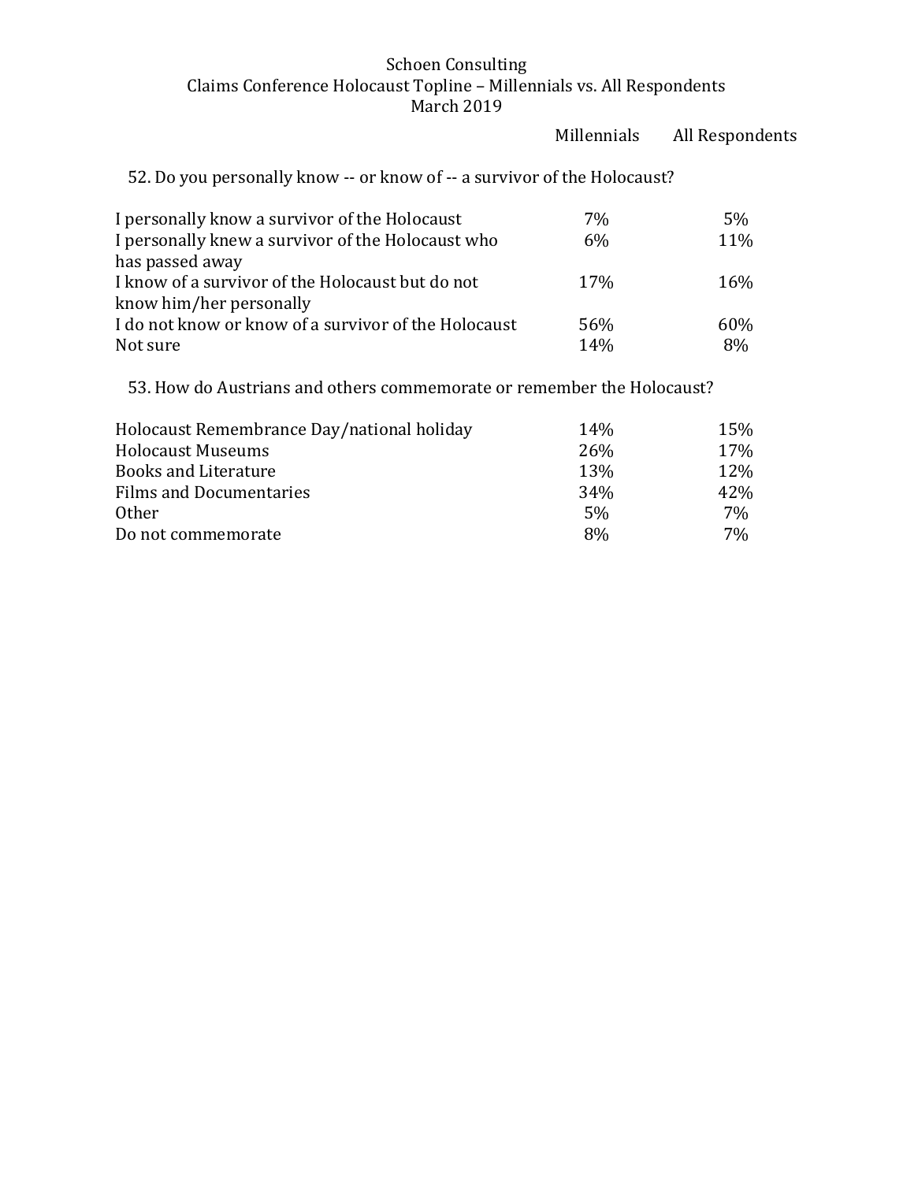Schoen Consulting
Claims Conference Holocaust Topline – Millennials vs. All Respondents
March 2019

52. Do you personally know -- or know of -- a survivor of the Holocaust?

| | Millennials | All Respondents |
|---|---|---|
| I personally know a survivor of the Holocaust | 7% | 5% |
| I personally knew a survivor of the Holocaust who has passed away | 6% | 11% |
| I know of a survivor of the Holocaust but do not know him/her personally | 17% | 16% |
| I do not know or know of a survivor of the Holocaust | 56% | 60% |
| Not sure | 14% | 8% |

53. How do Austrians and others commemorate or remember the Holocaust?

| | Millennials | All Respondents |
|---|---|---|
| Holocaust Remembrance Day/national holiday | 14% | 15% |
| Holocaust Museums | 26% | 17% |
| Books and Literature | 13% | 12% |
| Films and Documentaries | 34% | 42% |
| Other | 5% | 7% |
| Do not commemorate | 8% | 7% |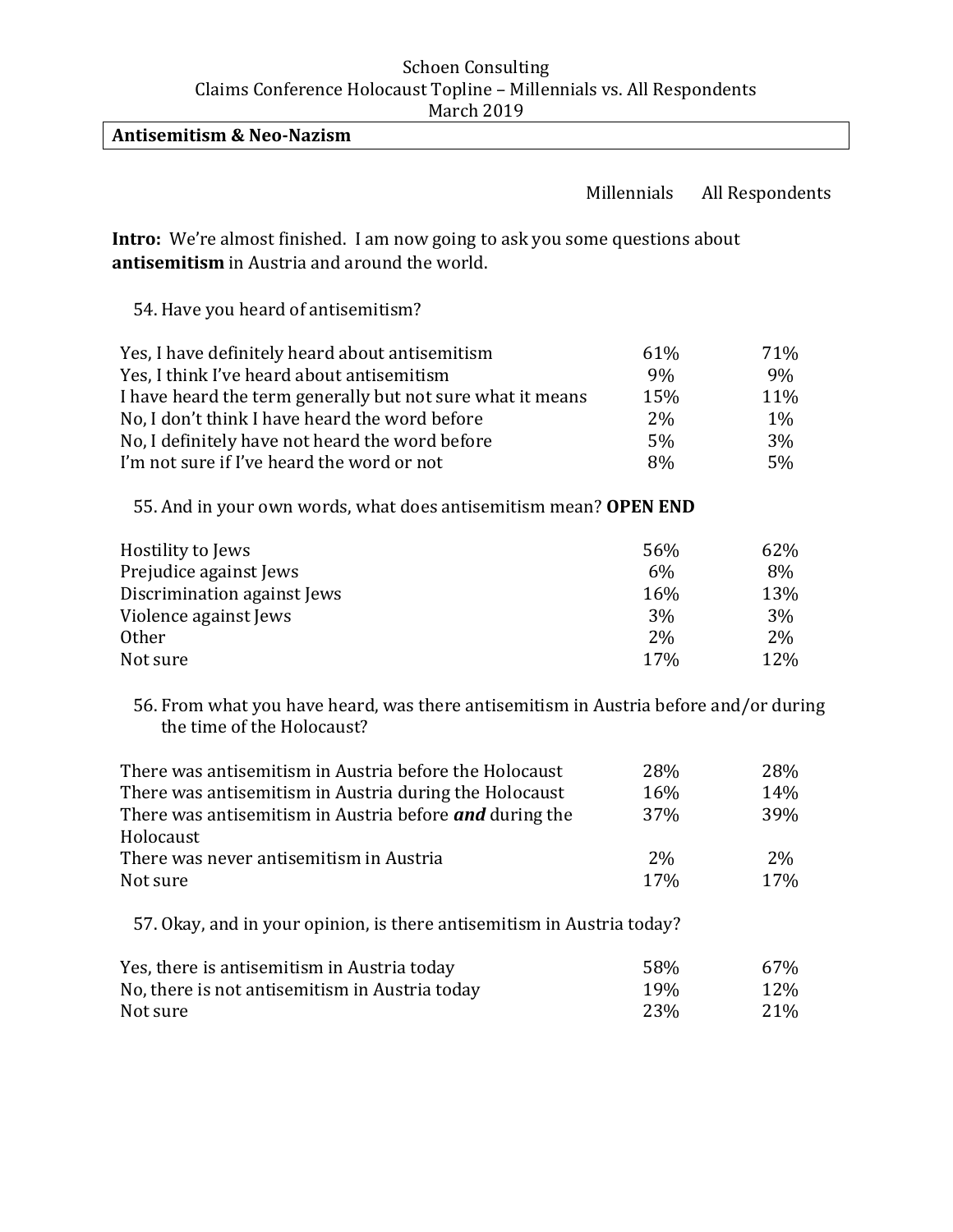Schoen Consulting
Claims Conference Holocaust Topline – Millennials vs. All Respondents
March 2019

## Antisemitism & Neo-Nazism

**Intro:** We're almost finished. I am now going to ask you some questions about **antisemitism** in Austria and around the world.

54. Have you heard of antisemitism?

| | Millennials | All Respondents |
|---|---|---|
| Yes, I have definitely heard about antisemitism | 61% | 71% |
| Yes, I think I've heard about antisemitism | 9% | 9% |
| I have heard the term generally but not sure what it means | 15% | 11% |
| No, I don't think I have heard the word before | 2% | 1% |
| No, I definitely have not heard the word before | 5% | 3% |
| I'm not sure if I've heard the word or not | 8% | 5% |

55. And in your own words, what does antisemitism mean? **OPEN END**

| | Millennials | All Respondents |
|---|---|---|
| Hostility to Jews | 56% | 62% |
| Prejudice against Jews | 6% | 8% |
| Discrimination against Jews | 16% | 13% |
| Violence against Jews | 3% | 3% |
| Other | 2% | 2% |
| Not sure | 17% | 12% |

56. From what you have heard, was there antisemitism in Austria before and/or during the time of the Holocaust?

| | Millennials | All Respondents |
|---|---|---|
| There was antisemitism in Austria before the Holocaust | 28% | 28% |
| There was antisemitism in Austria during the Holocaust | 16% | 14% |
| There was antisemitism in Austria before ***and*** during the Holocaust | 37% | 39% |
| There was never antisemitism in Austria | 2% | 2% |
| Not sure | 17% | 17% |

57. Okay, and in your opinion, is there antisemitism in Austria today?

| | Millennials | All Respondents |
|---|---|---|
| Yes, there is antisemitism in Austria today | 58% | 67% |
| No, there is not antisemitism in Austria today | 19% | 12% |
| Not sure | 23% | 21% |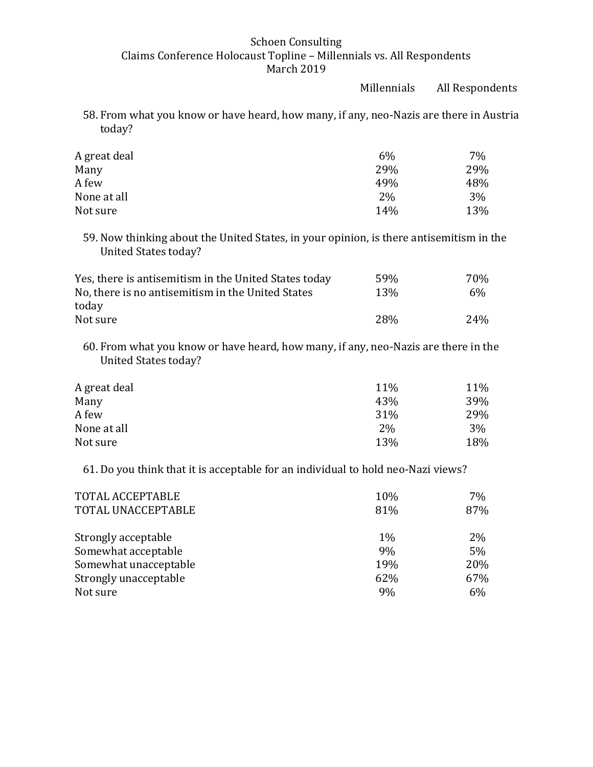Schoen Consulting
Claims Conference Holocaust Topline – Millennials vs. All Respondents
March 2019

58. From what you know or have heard, how many, if any, neo-Nazis are there in Austria today?

| | Millennials | All Respondents |
|---|---|---|
| A great deal | 6% | 7% |
| Many | 29% | 29% |
| A few | 49% | 48% |
| None at all | 2% | 3% |
| Not sure | 14% | 13% |

59. Now thinking about the United States, in your opinion, is there antisemitism in the United States today?

| | Millennials | All Respondents |
|---|---|---|
| Yes, there is antisemitism in the United States today | 59% | 70% |
| No, there is no antisemitism in the United States today | 13% | 6% |
| Not sure | 28% | 24% |

60. From what you know or have heard, how many, if any, neo-Nazis are there in the United States today?

| | Millennials | All Respondents |
|---|---|---|
| A great deal | 11% | 11% |
| Many | 43% | 39% |
| A few | 31% | 29% |
| None at all | 2% | 3% |
| Not sure | 13% | 18% |

61. Do you think that it is acceptable for an individual to hold neo-Nazi views?

| | Millennials | All Respondents |
|---|---|---|
| TOTAL ACCEPTABLE | 10% | 7% |
| TOTAL UNACCEPTABLE | 81% | 87% |
| | | |
| Strongly acceptable | 1% | 2% |
| Somewhat acceptable | 9% | 5% |
| Somewhat unacceptable | 19% | 20% |
| Strongly unacceptable | 62% | 67% |
| Not sure | 9% | 6% |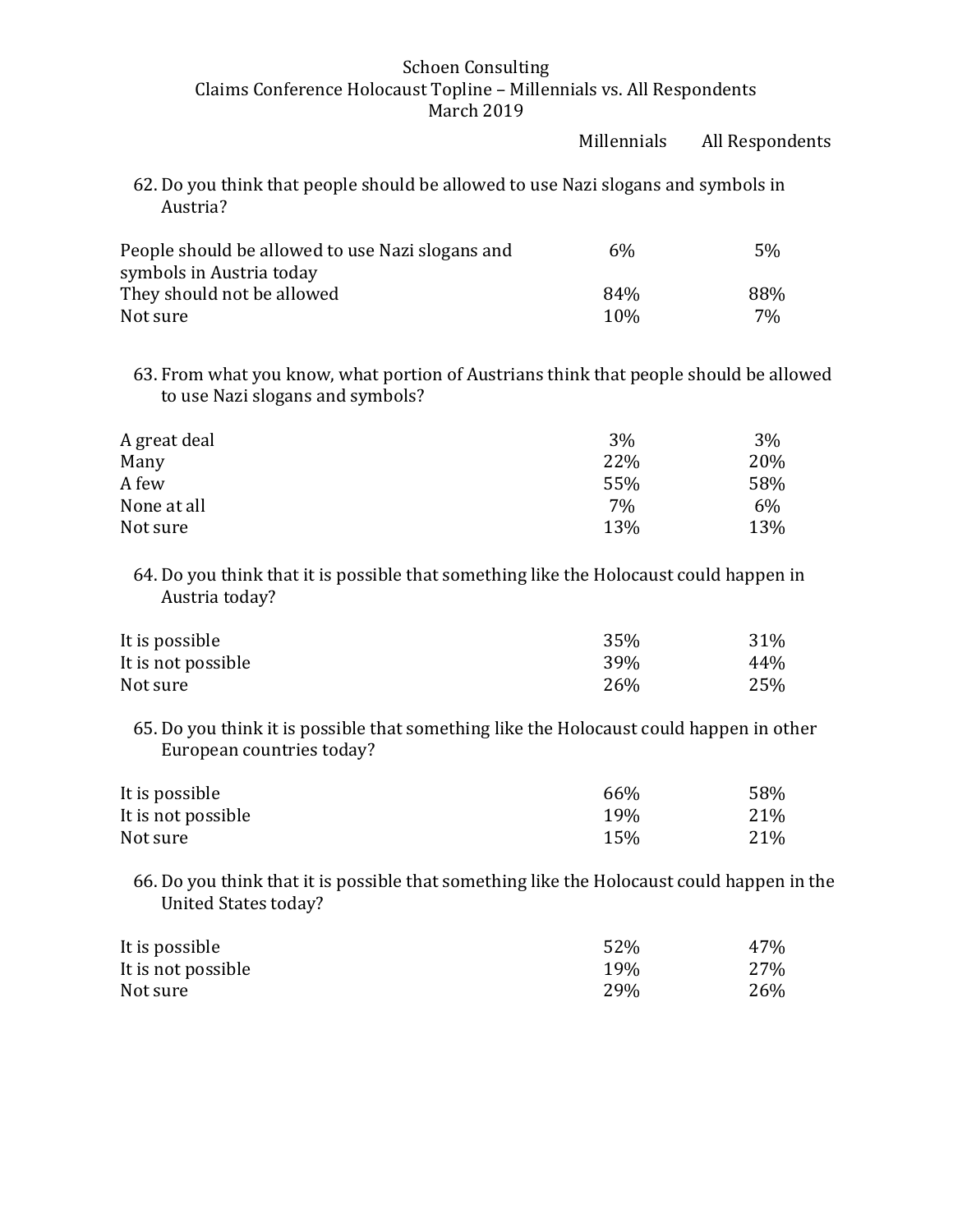Schoen Consulting
Claims Conference Holocaust Topline – Millennials vs. All Respondents
March 2019

62. Do you think that people should be allowed to use Nazi slogans and symbols in Austria?

| | Millennials | All Respondents |
|---|---|---|
| People should be allowed to use Nazi slogans and symbols in Austria today | 6% | 5% |
| They should not be allowed | 84% | 88% |
| Not sure | 10% | 7% |

63. From what you know, what portion of Austrians think that people should be allowed to use Nazi slogans and symbols?

| | Millennials | All Respondents |
|---|---|---|
| A great deal | 3% | 3% |
| Many | 22% | 20% |
| A few | 55% | 58% |
| None at all | 7% | 6% |
| Not sure | 13% | 13% |

64. Do you think that it is possible that something like the Holocaust could happen in Austria today?

| | Millennials | All Respondents |
|---|---|---|
| It is possible | 35% | 31% |
| It is not possible | 39% | 44% |
| Not sure | 26% | 25% |

65. Do you think it is possible that something like the Holocaust could happen in other European countries today?

| | Millennials | All Respondents |
|---|---|---|
| It is possible | 66% | 58% |
| It is not possible | 19% | 21% |
| Not sure | 15% | 21% |

66. Do you think that it is possible that something like the Holocaust could happen in the United States today?

| | Millennials | All Respondents |
|---|---|---|
| It is possible | 52% | 47% |
| It is not possible | 19% | 27% |
| Not sure | 29% | 26% |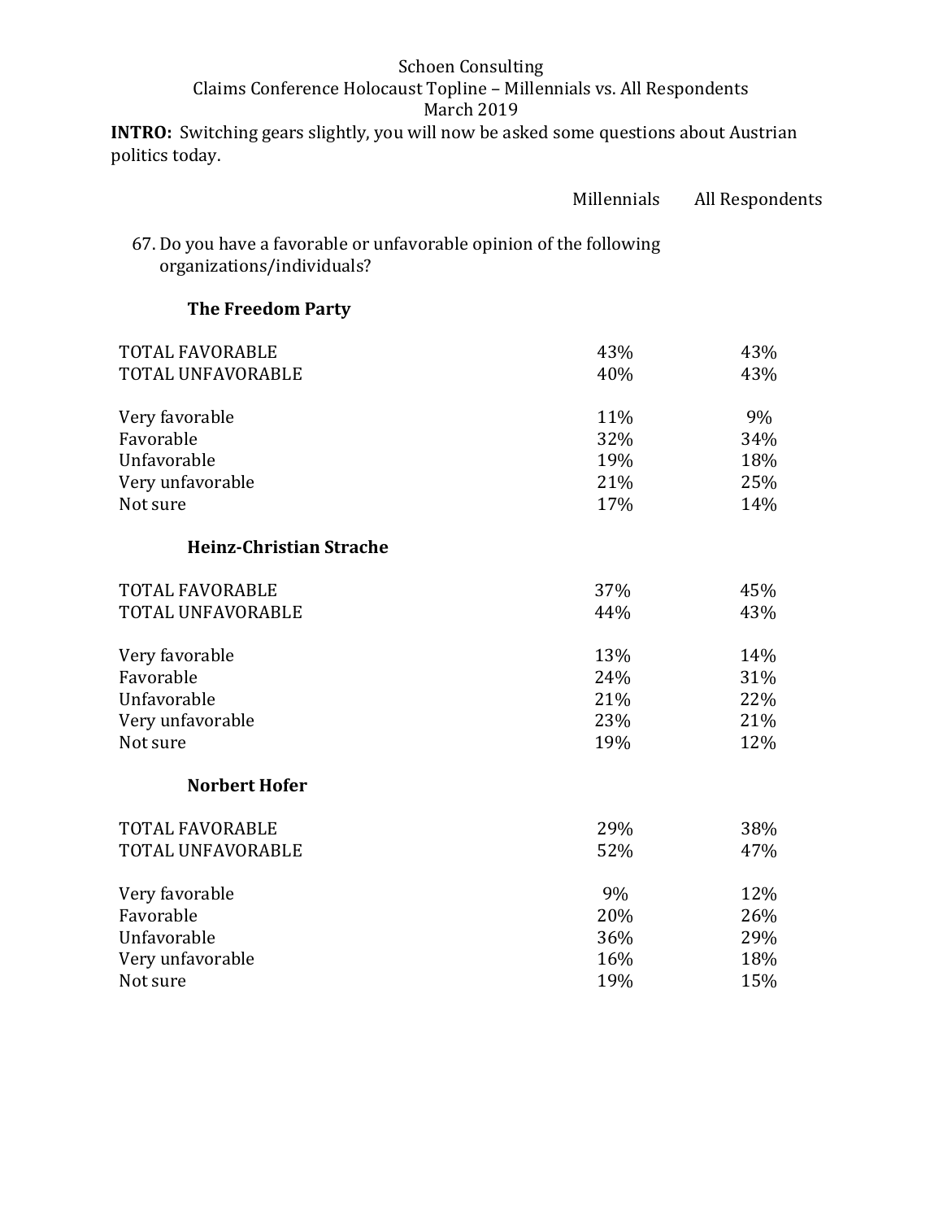Schoen Consulting
Claims Conference Holocaust Topline – Millennials vs. All Respondents
March 2019

**INTRO:** Switching gears slightly, you will now be asked some questions about Austrian politics today.

67. Do you have a favorable or unfavorable opinion of the following organizations/individuals?

| | Millennials | All Respondents |
|---|---|---|
| **The Freedom Party** | | |
| TOTAL FAVORABLE | 43% | 43% |
| TOTAL UNFAVORABLE | 40% | 43% |
| Very favorable | 11% | 9% |
| Favorable | 32% | 34% |
| Unfavorable | 19% | 18% |
| Very unfavorable | 21% | 25% |
| Not sure | 17% | 14% |
| **Heinz-Christian Strache** | | |
| TOTAL FAVORABLE | 37% | 45% |
| TOTAL UNFAVORABLE | 44% | 43% |
| Very favorable | 13% | 14% |
| Favorable | 24% | 31% |
| Unfavorable | 21% | 22% |
| Very unfavorable | 23% | 21% |
| Not sure | 19% | 12% |
| **Norbert Hofer** | | |
| TOTAL FAVORABLE | 29% | 38% |
| TOTAL UNFAVORABLE | 52% | 47% |
| Very favorable | 9% | 12% |
| Favorable | 20% | 26% |
| Unfavorable | 36% | 29% |
| Very unfavorable | 16% | 18% |
| Not sure | 19% | 15% |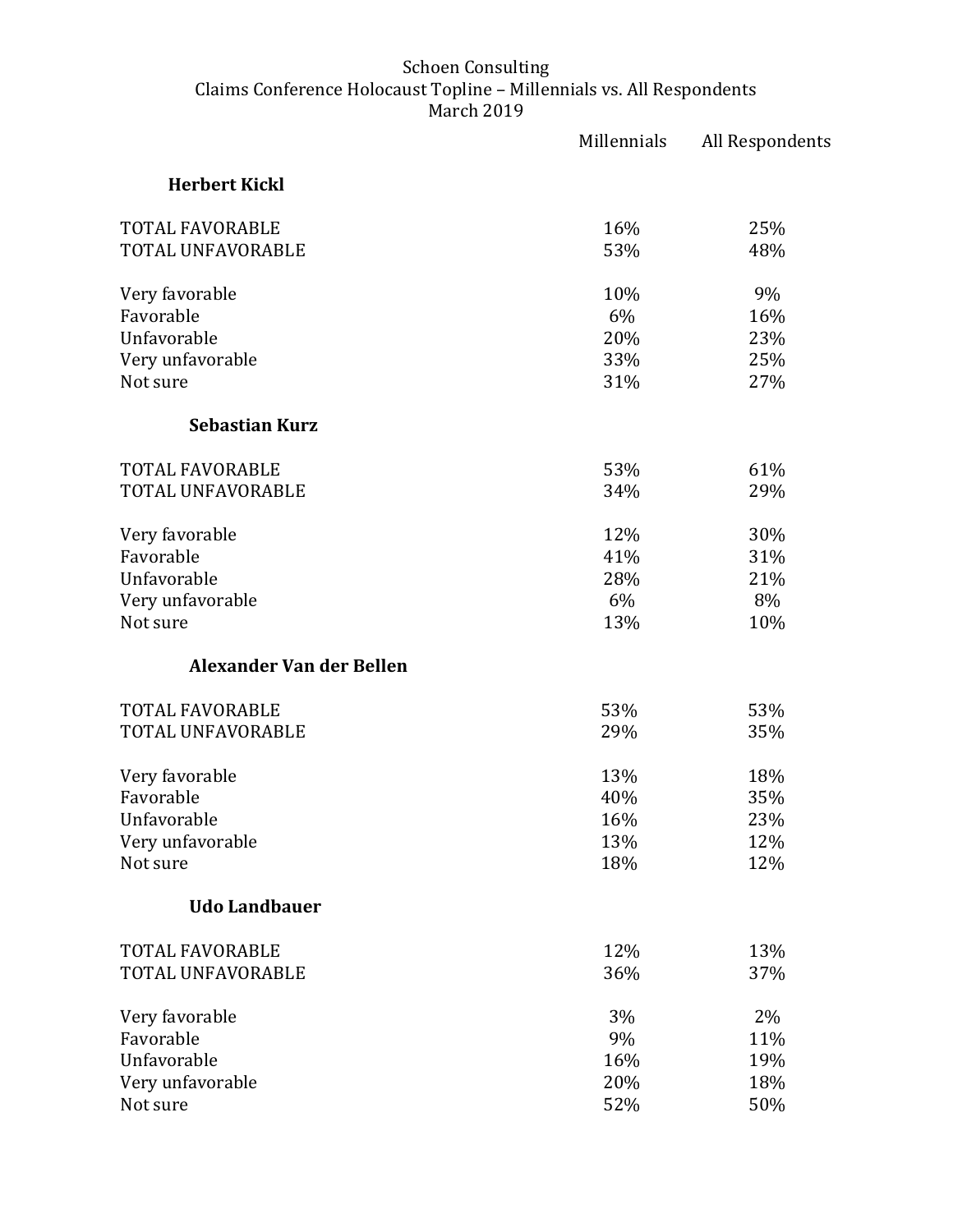Schoen Consulting
Claims Conference Holocaust Topline – Millennials vs. All Respondents
March 2019

| | Millennials | All Respondents |
|---|---|---|
| **Herbert Kickl** | | |
| TOTAL FAVORABLE | 16% | 25% |
| TOTAL UNFAVORABLE | 53% | 48% |
| Very favorable | 10% | 9% |
| Favorable | 6% | 16% |
| Unfavorable | 20% | 23% |
| Very unfavorable | 33% | 25% |
| Not sure | 31% | 27% |
| **Sebastian Kurz** | | |
| TOTAL FAVORABLE | 53% | 61% |
| TOTAL UNFAVORABLE | 34% | 29% |
| Very favorable | 12% | 30% |
| Favorable | 41% | 31% |
| Unfavorable | 28% | 21% |
| Very unfavorable | 6% | 8% |
| Not sure | 13% | 10% |
| **Alexander Van der Bellen** | | |
| TOTAL FAVORABLE | 53% | 53% |
| TOTAL UNFAVORABLE | 29% | 35% |
| Very favorable | 13% | 18% |
| Favorable | 40% | 35% |
| Unfavorable | 16% | 23% |
| Very unfavorable | 13% | 12% |
| Not sure | 18% | 12% |
| **Udo Landbauer** | | |
| TOTAL FAVORABLE | 12% | 13% |
| TOTAL UNFAVORABLE | 36% | 37% |
| Very favorable | 3% | 2% |
| Favorable | 9% | 11% |
| Unfavorable | 16% | 19% |
| Very unfavorable | 20% | 18% |
| Not sure | 52% | 50% |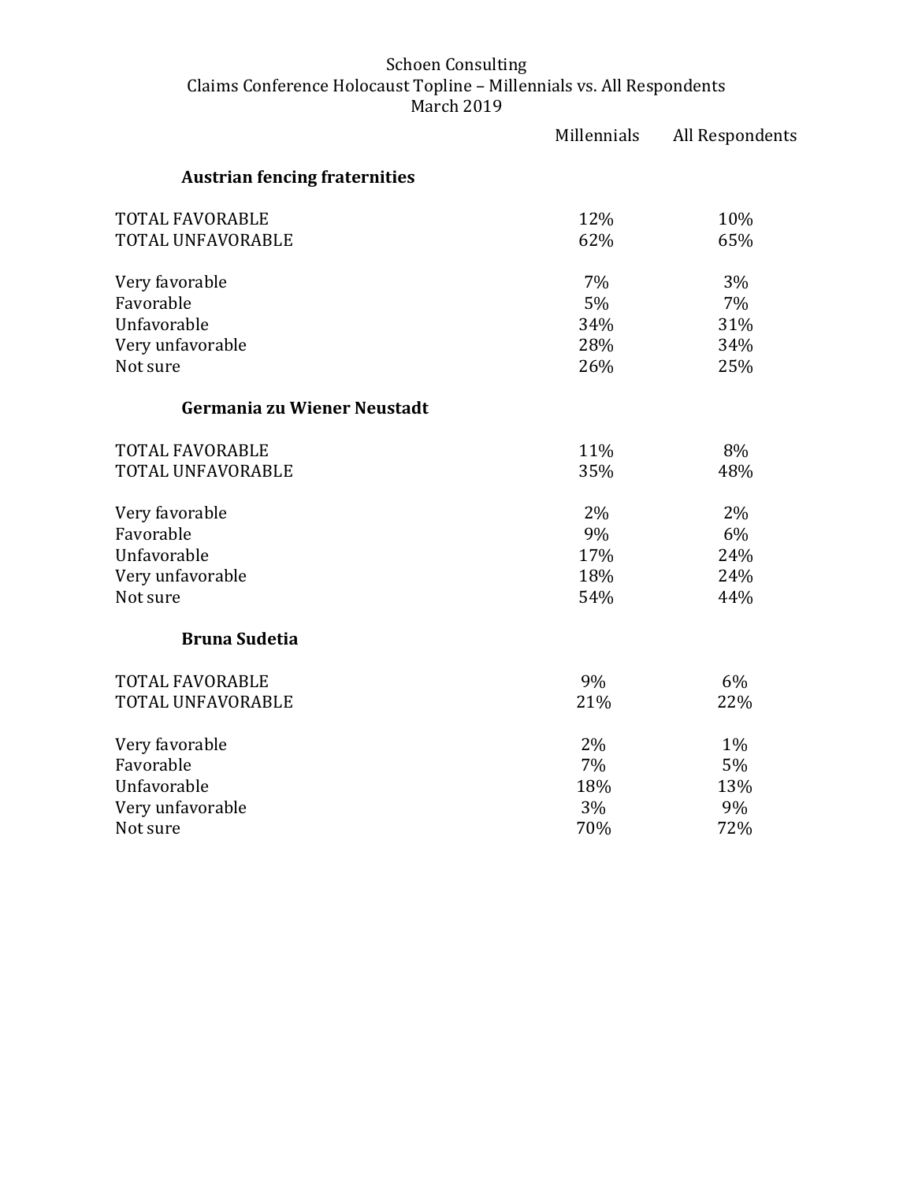Schoen Consulting
Claims Conference Holocaust Topline – Millennials vs. All Respondents
March 2019

| | Millennials | All Respondents |
|---|---|---|
| **Austrian fencing fraternities** | | |
| TOTAL FAVORABLE | 12% | 10% |
| TOTAL UNFAVORABLE | 62% | 65% |
| Very favorable | 7% | 3% |
| Favorable | 5% | 7% |
| Unfavorable | 34% | 31% |
| Very unfavorable | 28% | 34% |
| Not sure | 26% | 25% |
| **Germania zu Wiener Neustadt** | | |
| TOTAL FAVORABLE | 11% | 8% |
| TOTAL UNFAVORABLE | 35% | 48% |
| Very favorable | 2% | 2% |
| Favorable | 9% | 6% |
| Unfavorable | 17% | 24% |
| Very unfavorable | 18% | 24% |
| Not sure | 54% | 44% |
| **Bruna Sudetia** | | |
| TOTAL FAVORABLE | 9% | 6% |
| TOTAL UNFAVORABLE | 21% | 22% |
| Very favorable | 2% | 1% |
| Favorable | 7% | 5% |
| Unfavorable | 18% | 13% |
| Very unfavorable | 3% | 9% |
| Not sure | 70% | 72% |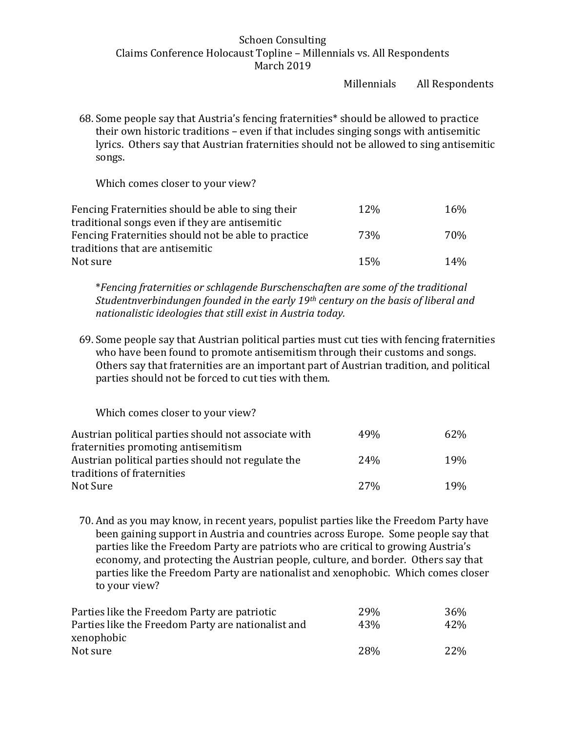Schoen Consulting
Claims Conference Holocaust Topline – Millennials vs. All Respondents
March 2019

68. Some people say that Austria's fencing fraternities* should be allowed to practice their own historic traditions – even if that includes singing songs with antisemitic lyrics. Others say that Austrian fraternities should not be allowed to sing antisemitic songs.

    Which comes closer to your view?

| | Millennials | All Respondents |
|---|---|---|
| Fencing Fraternities should be able to sing their traditional songs even if they are antisemitic | 12% | 16% |
| Fencing Fraternities should not be able to practice traditions that are antisemitic | 73% | 70% |
| Not sure | 15% | 14% |

*\*Fencing fraternities or schlagende Burschenschaften are some of the traditional Studentnverbindungen founded in the early 19th century on the basis of liberal and nationalistic ideologies that still exist in Austria today.*

69. Some people say that Austrian political parties must cut ties with fencing fraternities who have been found to promote antisemitism through their customs and songs. Others say that fraternities are an important part of Austrian tradition, and political parties should not be forced to cut ties with them.

    Which comes closer to your view?

| | Millennials | All Respondents |
|---|---|---|
| Austrian political parties should not associate with fraternities promoting antisemitism | 49% | 62% |
| Austrian political parties should not regulate the traditions of fraternities | 24% | 19% |
| Not Sure | 27% | 19% |

70. And as you may know, in recent years, populist parties like the Freedom Party have been gaining support in Austria and countries across Europe. Some people say that parties like the Freedom Party are patriots who are critical to growing Austria's economy, and protecting the Austrian people, culture, and border. Others say that parties like the Freedom Party are nationalist and xenophobic. Which comes closer to your view?

| | Millennials | All Respondents |
|---|---|---|
| Parties like the Freedom Party are patriotic | 29% | 36% |
| Parties like the Freedom Party are nationalist and xenophobic | 43% | 42% |
| Not sure | 28% | 22% |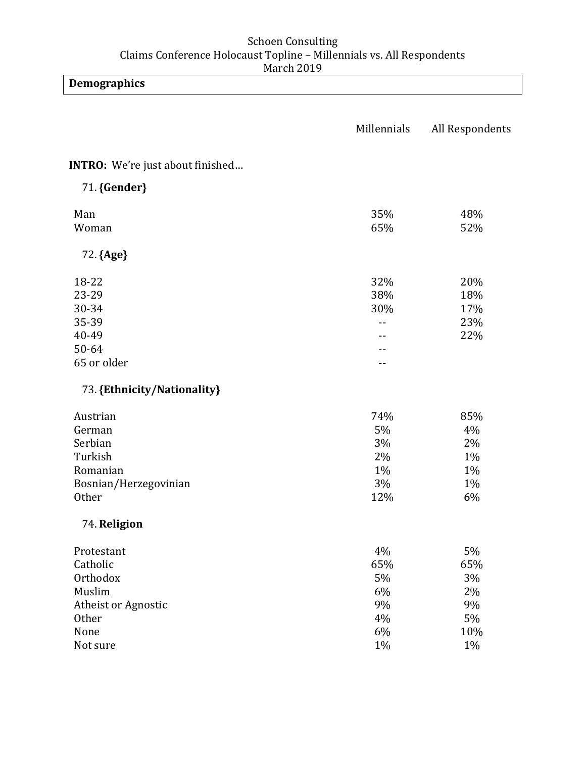Schoen Consulting
Claims Conference Holocaust Topline – Millennials vs. All Respondents
March 2019

**Demographics**

| | Millennials | All Respondents |
|---|---|---|
| **INTRO:** We're just about finished… | | |
| 71. **{Gender}** | | |
| Man | 35% | 48% |
| Woman | 65% | 52% |
| 72. **{Age}** | | |
| 18-22 | 32% | 20% |
| 23-29 | 38% | 18% |
| 30-34 | 30% | 17% |
| 35-39 | -- | 23% |
| 40-49 | -- | 22% |
| 50-64 | -- | |
| 65 or older | -- | |
| 73. **{Ethnicity/Nationality}** | | |
| Austrian | 74% | 85% |
| German | 5% | 4% |
| Serbian | 3% | 2% |
| Turkish | 2% | 1% |
| Romanian | 1% | 1% |
| Bosnian/Herzegovinian | 3% | 1% |
| Other | 12% | 6% |
| 74. **Religion** | | |
| Protestant | 4% | 5% |
| Catholic | 65% | 65% |
| Orthodox | 5% | 3% |
| Muslim | 6% | 2% |
| Atheist or Agnostic | 9% | 9% |
| Other | 4% | 5% |
| None | 6% | 10% |
| Not sure | 1% | 1% |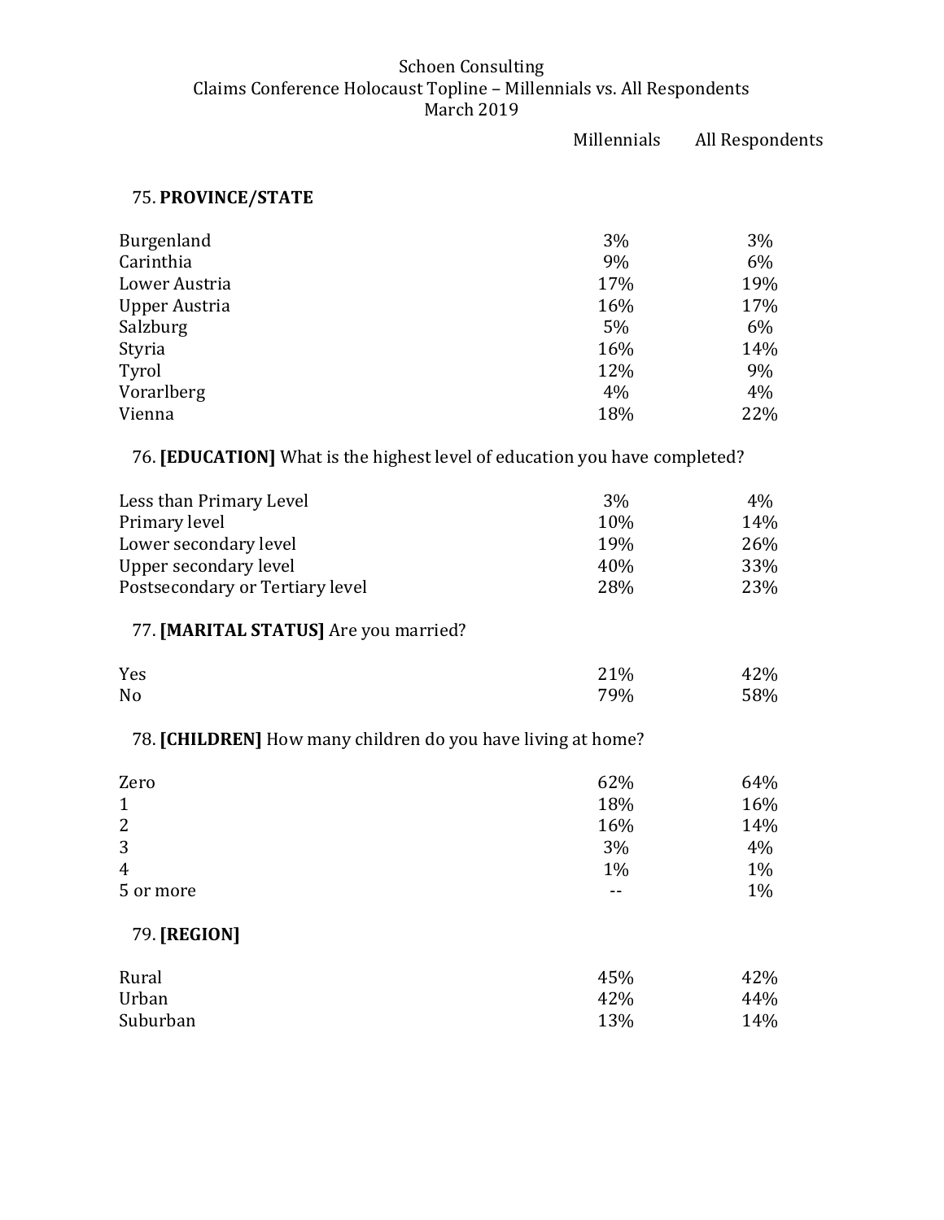Schoen Consulting
Claims Conference Holocaust Topline – Millennials vs. All Respondents
March 2019

75. **PROVINCE/STATE**

| | Millennials | All Respondents |
|---|---|---|
| Burgenland | 3% | 3% |
| Carinthia | 9% | 6% |
| Lower Austria | 17% | 19% |
| Upper Austria | 16% | 17% |
| Salzburg | 5% | 6% |
| Styria | 16% | 14% |
| Tyrol | 12% | 9% |
| Vorarlberg | 4% | 4% |
| Vienna | 18% | 22% |

76. **[EDUCATION]** What is the highest level of education you have completed?

| | Millennials | All Respondents |
|---|---|---|
| Less than Primary Level | 3% | 4% |
| Primary level | 10% | 14% |
| Lower secondary level | 19% | 26% |
| Upper secondary level | 40% | 33% |
| Postsecondary or Tertiary level | 28% | 23% |

77. **[MARITAL STATUS]** Are you married?

| | Millennials | All Respondents |
|---|---|---|
| Yes | 21% | 42% |
| No | 79% | 58% |

78. **[CHILDREN]** How many children do you have living at home?

| | Millennials | All Respondents |
|---|---|---|
| Zero | 62% | 64% |
| 1 | 18% | 16% |
| 2 | 16% | 14% |
| 3 | 3% | 4% |
| 4 | 1% | 1% |
| 5 or more | -- | 1% |

79. **[REGION]**

| | Millennials | All Respondents |
|---|---|---|
| Rural | 45% | 42% |
| Urban | 42% | 44% |
| Suburban | 13% | 14% |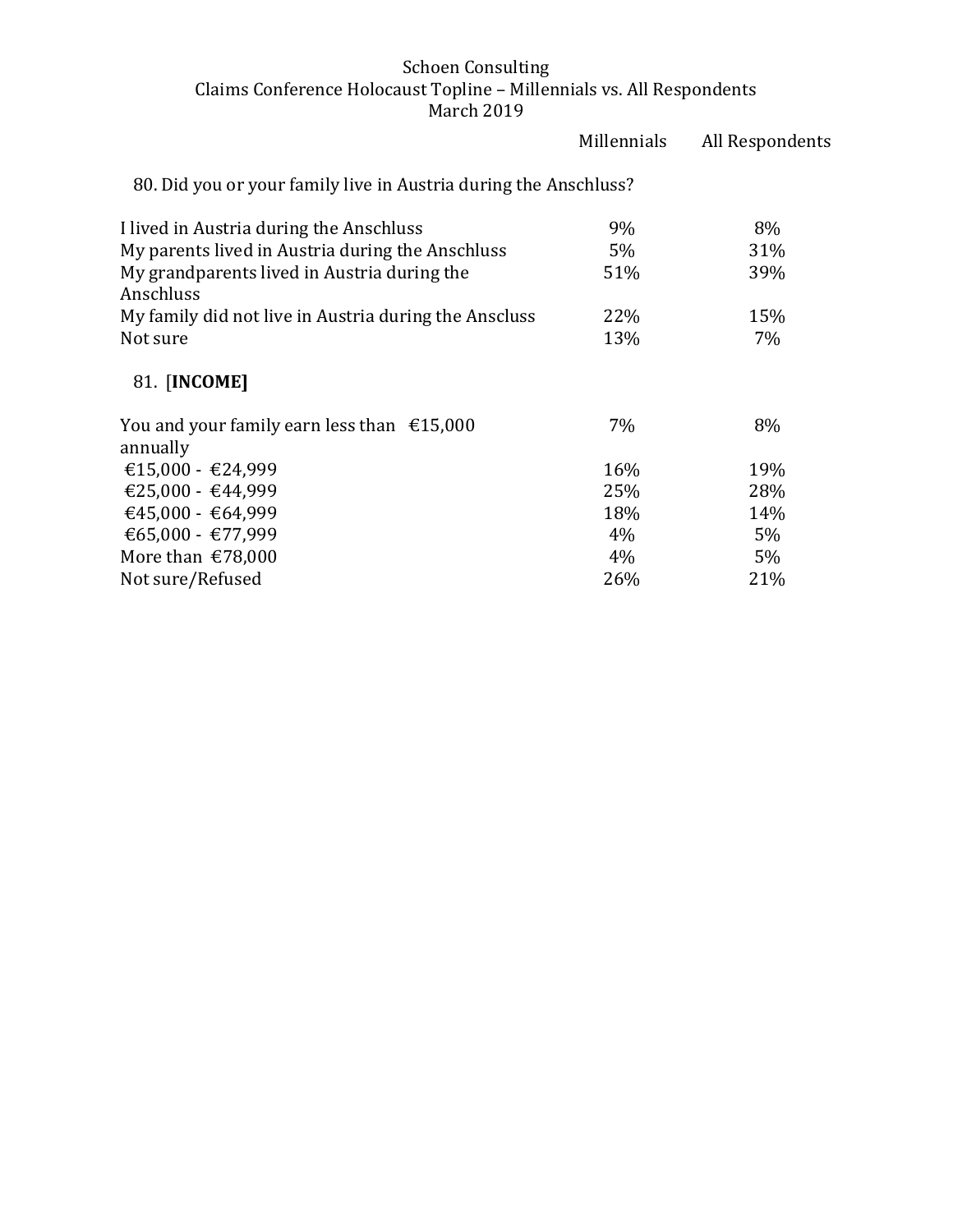Schoen Consulting
Claims Conference Holocaust Topline – Millennials vs. All Respondents
March 2019

| | Millennials | All Respondents |
|---|---|---|
| **80. Did you or your family live in Austria during the Anschluss?** | | |
| I lived in Austria during the Anschluss | 9% | 8% |
| My parents lived in Austria during the Anschluss | 5% | 31% |
| My grandparents lived in Austria during the Anschluss | 51% | 39% |
| My family did not live in Austria during the Anscluss | 22% | 15% |
| Not sure | 13% | 7% |
| **81. [INCOME]** | | |
| You and your family earn less than €15,000 annually | 7% | 8% |
| €15,000 - €24,999 | 16% | 19% |
| €25,000 - €44,999 | 25% | 28% |
| €45,000 - €64,999 | 18% | 14% |
| €65,000 - €77,999 | 4% | 5% |
| More than €78,000 | 4% | 5% |
| Not sure/Refused | 26% | 21% |